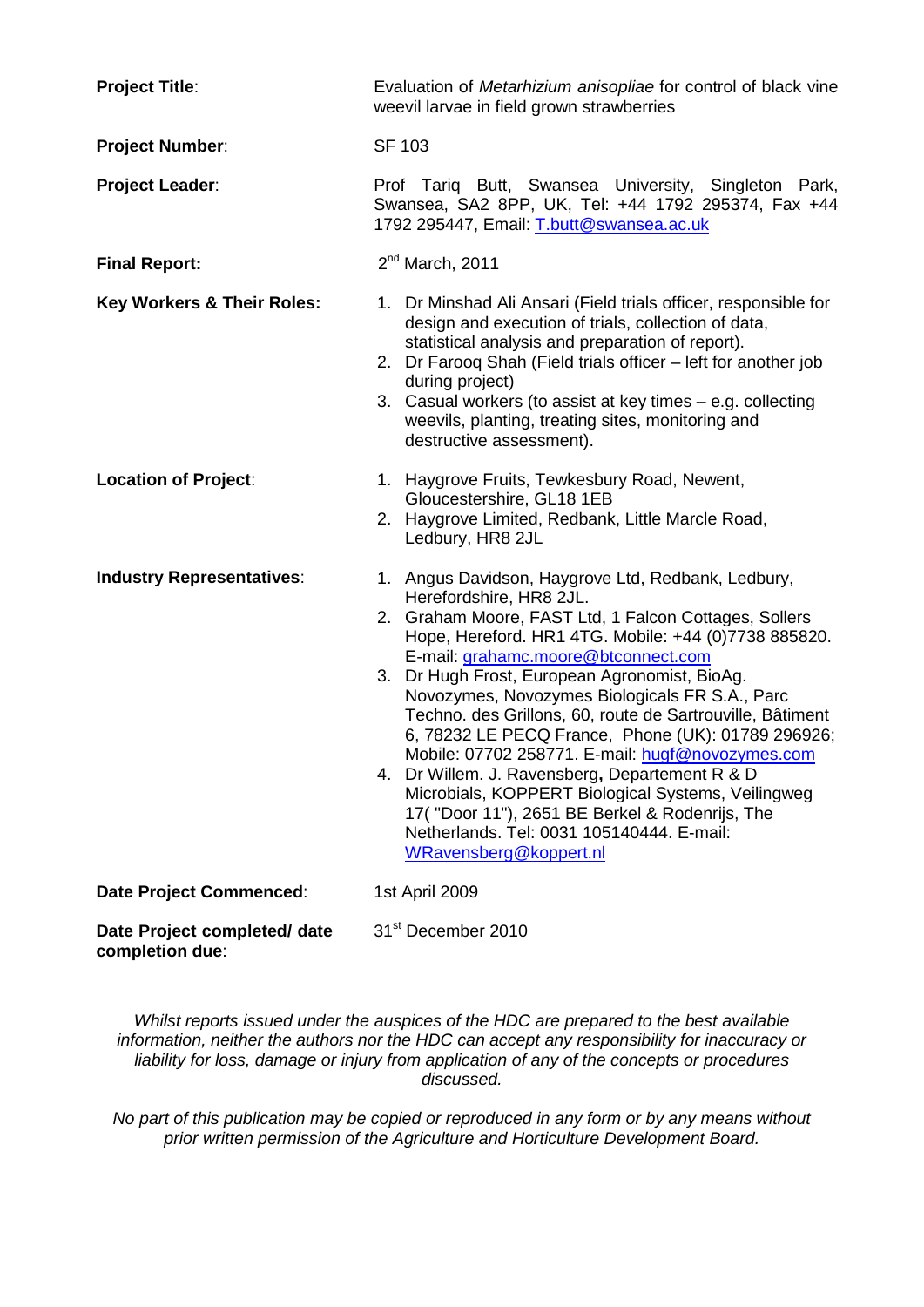**Project Title**: Evaluation of *Metarhizium anisopliae* for control of black vine weevil larvae in field grown strawberries

**Project Number**: SF 103

**Project Leader**: Prof Tariq Butt, Swansea University, Singleton Park, Swansea, SA2 8PP, UK, Tel: +44 1792 295374, Fax +44 1792 295447, Email: T.butt@swansea.ac.uk

**Final Report:** 2nd March, 2011

**Key Workers & Their Roles:**

1. Dr Minshad Ali Ansari (Field trials officer, responsible for design and execution of trials, collection of data, statistical analysis and preparation of report).
2. Dr Farooq Shah (Field trials officer – left for another job during project)
3. Casual workers (to assist at key times – e.g. collecting weevils, planting, treating sites, monitoring and destructive assessment).

**Location of Project**:

1. Haygrove Fruits, Tewkesbury Road, Newent, Gloucestershire, GL18 1EB
2. Haygrove Limited, Redbank, Little Marcle Road, Ledbury, HR8 2JL

**Industry Representatives**:

1. Angus Davidson, Haygrove Ltd, Redbank, Ledbury, Herefordshire, HR8 2JL.
2. Graham Moore, FAST Ltd, 1 Falcon Cottages, Sollers Hope, Hereford. HR1 4TG. Mobile: +44 (0)7738 885820. E-mail: grahamc.moore@btconnect.com
3. Dr Hugh Frost, European Agronomist, BioAg. Novozymes, Novozymes Biologicals FR S.A., Parc Techno. des Grillons, 60, route de Sartrouville, Bâtiment 6, 78232 LE PECQ France, Phone (UK): 01789 296926; Mobile: 07702 258771. E-mail: hugf@novozymes.com
4. Dr Willem. J. Ravensberg**,** Departement R & D Microbials, KOPPERT Biological Systems, Veilingweg 17( "Door 11"), 2651 BE Berkel & Rodenrijs, The Netherlands. Tel: 0031 105140444. E-mail: WRavensberg@koppert.nl

**Date Project Commenced**: 1st April 2009

**Date Project completed/ date completion due**: 31st December 2010

*Whilst reports issued under the auspices of the HDC are prepared to the best available information, neither the authors nor the HDC can accept any responsibility for inaccuracy or liability for loss, damage or injury from application of any of the concepts or procedures discussed.*

*No part of this publication may be copied or reproduced in any form or by any means without prior written permission of the Agriculture and Horticulture Development Board.*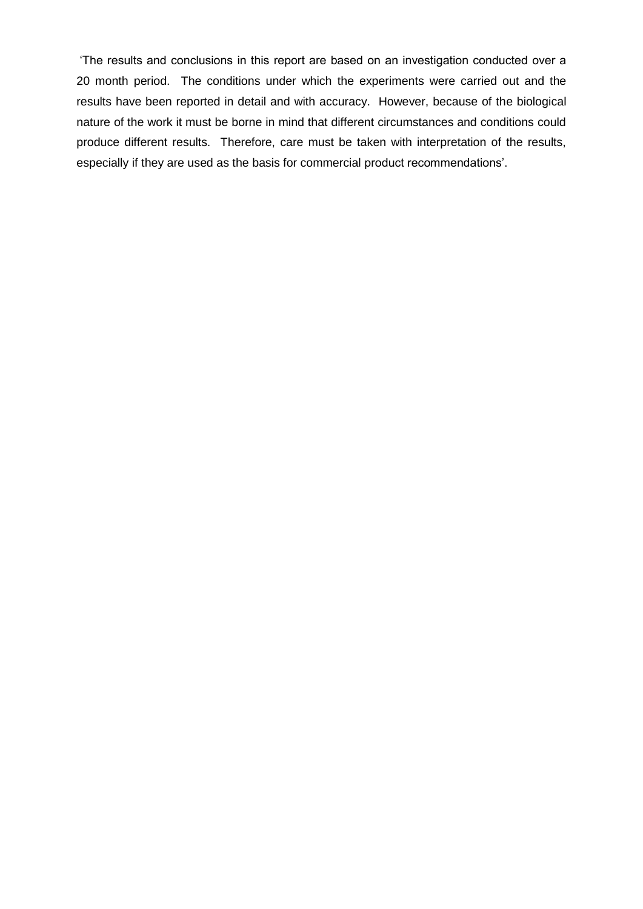'The results and conclusions in this report are based on an investigation conducted over a 20 month period. The conditions under which the experiments were carried out and the results have been reported in detail and with accuracy. However, because of the biological nature of the work it must be borne in mind that different circumstances and conditions could produce different results. Therefore, care must be taken with interpretation of the results, especially if they are used as the basis for commercial product recommendations'.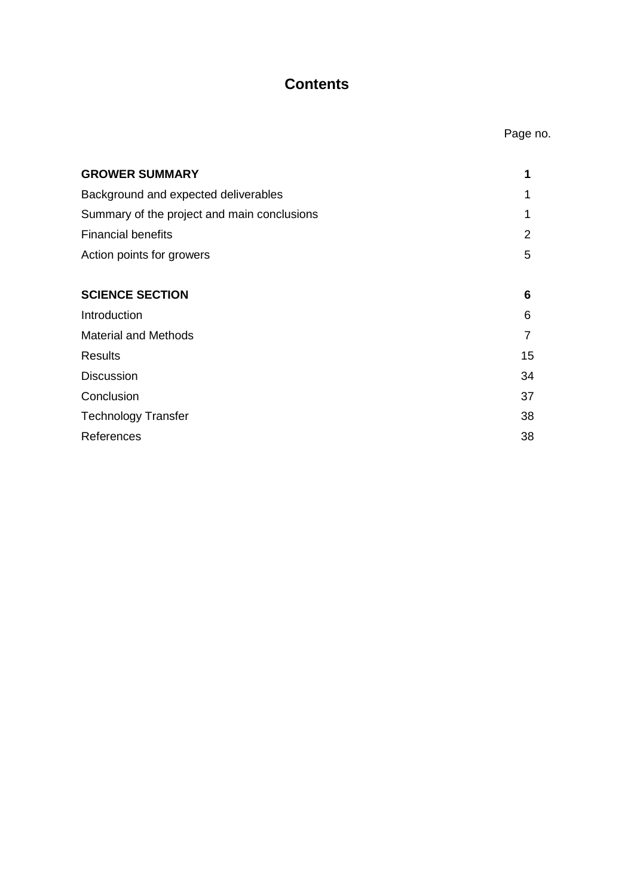# Contents

| | Page no. |
|---|---|
| **GROWER SUMMARY** | **1** |
| Background and expected deliverables | 1 |
| Summary of the project and main conclusions | 1 |
| Financial benefits | 2 |
| Action points for growers | 5 |
| | |
| **SCIENCE SECTION** | **6** |
| Introduction | 6 |
| Material and Methods | 7 |
| Results | 15 |
| Discussion | 34 |
| Conclusion | 37 |
| Technology Transfer | 38 |
| References | 38 |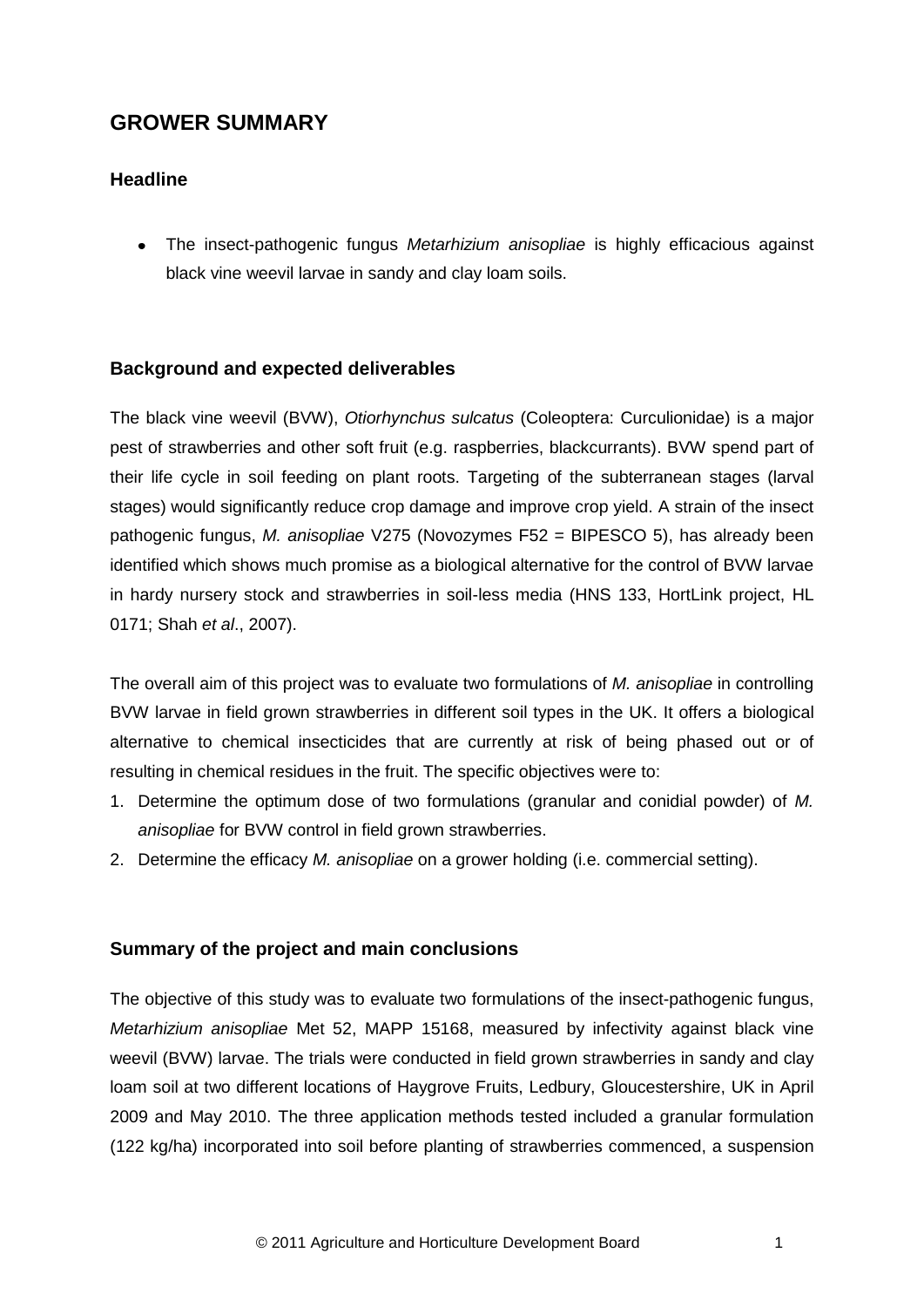# GROWER SUMMARY

## Headline

- The insect-pathogenic fungus *Metarhizium anisopliae* is highly efficacious against black vine weevil larvae in sandy and clay loam soils.

## Background and expected deliverables

The black vine weevil (BVW), *Otiorhynchus sulcatus* (Coleoptera: Curculionidae) is a major pest of strawberries and other soft fruit (e.g. raspberries, blackcurrants). BVW spend part of their life cycle in soil feeding on plant roots. Targeting of the subterranean stages (larval stages) would significantly reduce crop damage and improve crop yield. A strain of the insect pathogenic fungus, *M. anisopliae* V275 (Novozymes F52 = BIPESCO 5), has already been identified which shows much promise as a biological alternative for the control of BVW larvae in hardy nursery stock and strawberries in soil-less media (HNS 133, HortLink project, HL 0171; Shah *et al*., 2007).

The overall aim of this project was to evaluate two formulations of *M. anisopliae* in controlling BVW larvae in field grown strawberries in different soil types in the UK. It offers a biological alternative to chemical insecticides that are currently at risk of being phased out or of resulting in chemical residues in the fruit. The specific objectives were to:

1. Determine the optimum dose of two formulations (granular and conidial powder) of *M. anisopliae* for BVW control in field grown strawberries.
2. Determine the efficacy *M. anisopliae* on a grower holding (i.e. commercial setting).

## Summary of the project and main conclusions

The objective of this study was to evaluate two formulations of the insect-pathogenic fungus, *Metarhizium anisopliae* Met 52, MAPP 15168, measured by infectivity against black vine weevil (BVW) larvae. The trials were conducted in field grown strawberries in sandy and clay loam soil at two different locations of Haygrove Fruits, Ledbury, Gloucestershire, UK in April 2009 and May 2010. The three application methods tested included a granular formulation (122 kg/ha) incorporated into soil before planting of strawberries commenced, a suspension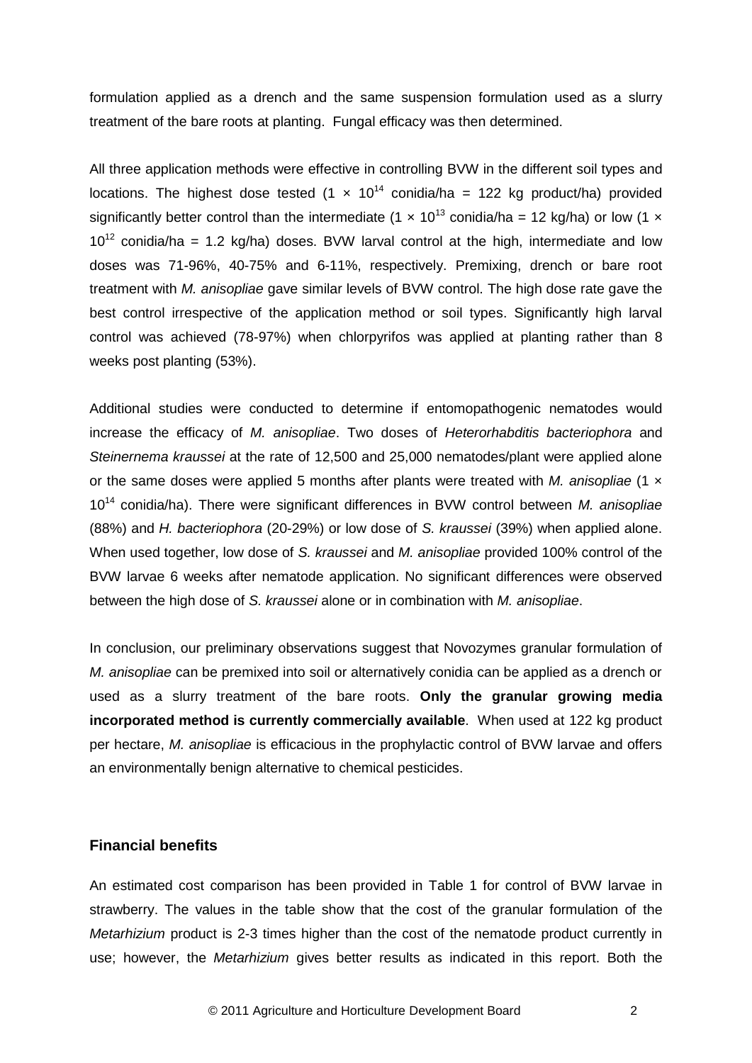formulation applied as a drench and the same suspension formulation used as a slurry treatment of the bare roots at planting. Fungal efficacy was then determined.

All three application methods were effective in controlling BVW in the different soil types and locations. The highest dose tested ($1 \times 10^{14}$ conidia/ha = 122 kg product/ha) provided significantly better control than the intermediate ($1 \times 10^{13}$ conidia/ha = 12 kg/ha) or low ($1 \times 10^{12}$ conidia/ha = 1.2 kg/ha) doses. BVW larval control at the high, intermediate and low doses was 71-96%, 40-75% and 6-11%, respectively. Premixing, drench or bare root treatment with *M. anisopliae* gave similar levels of BVW control. The high dose rate gave the best control irrespective of the application method or soil types. Significantly high larval control was achieved (78-97%) when chlorpyrifos was applied at planting rather than 8 weeks post planting (53%).

Additional studies were conducted to determine if entomopathogenic nematodes would increase the efficacy of *M. anisopliae*. Two doses of *Heterorhabditis bacteriophora* and *Steinernema kraussei* at the rate of 12,500 and 25,000 nematodes/plant were applied alone or the same doses were applied 5 months after plants were treated with *M. anisopliae* ($1 \times 10^{14}$ conidia/ha). There were significant differences in BVW control between *M. anisopliae* (88%) and *H. bacteriophora* (20-29%) or low dose of *S. kraussei* (39%) when applied alone. When used together, low dose of *S. kraussei* and *M. anisopliae* provided 100% control of the BVW larvae 6 weeks after nematode application. No significant differences were observed between the high dose of *S. kraussei* alone or in combination with *M. anisopliae*.

In conclusion, our preliminary observations suggest that Novozymes granular formulation of *M. anisopliae* can be premixed into soil or alternatively conidia can be applied as a drench or used as a slurry treatment of the bare roots. **Only the granular growing media incorporated method is currently commercially available**. When used at 122 kg product per hectare, *M. anisopliae* is efficacious in the prophylactic control of BVW larvae and offers an environmentally benign alternative to chemical pesticides.

### Financial benefits

An estimated cost comparison has been provided in Table 1 for control of BVW larvae in strawberry. The values in the table show that the cost of the granular formulation of the *Metarhizium* product is 2-3 times higher than the cost of the nematode product currently in use; however, the *Metarhizium* gives better results as indicated in this report. Both the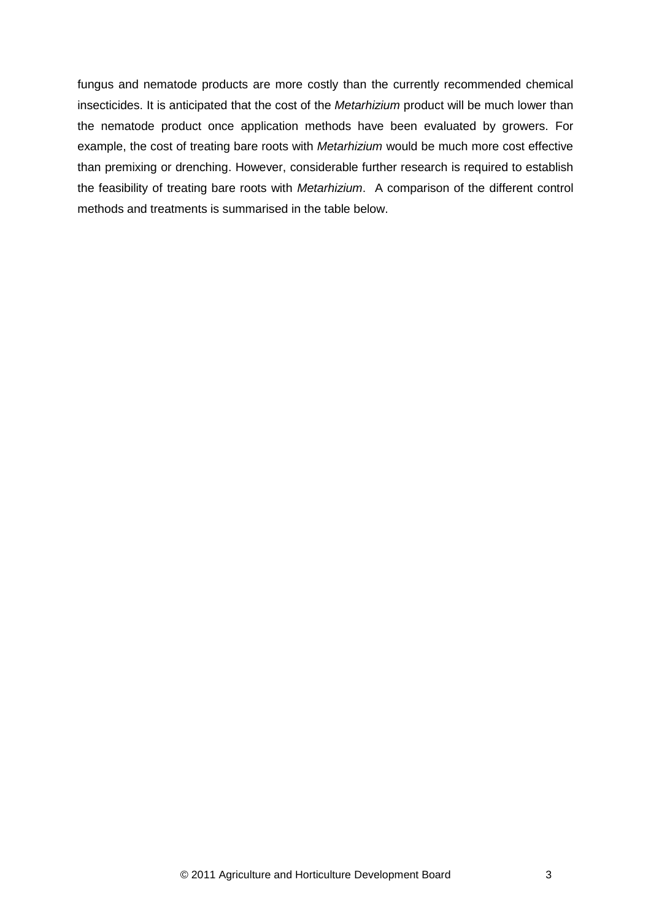fungus and nematode products are more costly than the currently recommended chemical insecticides. It is anticipated that the cost of the *Metarhizium* product will be much lower than the nematode product once application methods have been evaluated by growers. For example, the cost of treating bare roots with *Metarhizium* would be much more cost effective than premixing or drenching. However, considerable further research is required to establish the feasibility of treating bare roots with *Metarhizium*. A comparison of the different control methods and treatments is summarised in the table below.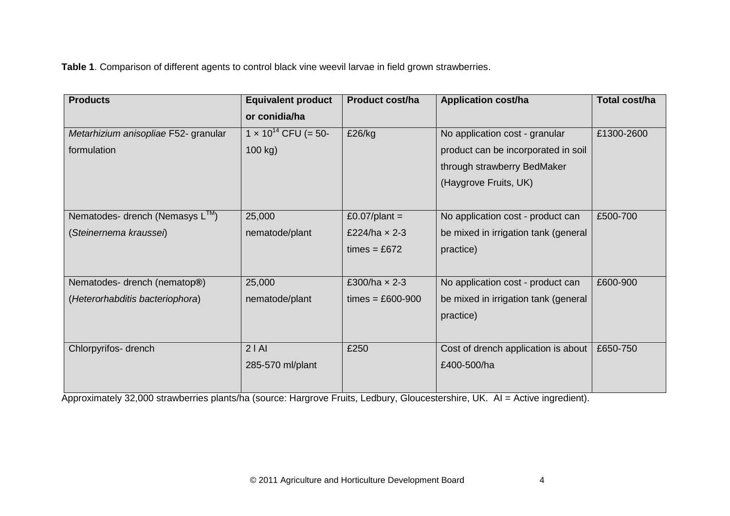**Table 1**. Comparison of different agents to control black vine weevil larvae in field grown strawberries.

| Products | Equivalent product or conidia/ha | Product cost/ha | Application cost/ha | Total cost/ha |
|---|---|---|---|---|
| *Metarhizium anisopliae* F52- granular formulation | $1 \times 10^{14}$ CFU (= 50-100 kg) | £26/kg | No application cost - granular product can be incorporated in soil through strawberry BedMaker (Haygrove Fruits, UK) | £1300-2600 |
| Nematodes- drench (Nemasys L™) (*Steinernema kraussei*) | 25,000 nematode/plant | £0.07/plant = £224/ha × 2-3 times = £672 | No application cost - product can be mixed in irrigation tank (general practice) | £500-700 |
| Nematodes- drench (nematop®) (*Heterorhabditis bacteriophora*) | 25,000 nematode/plant | £300/ha × 2-3 times = £600-900 | No application cost - product can be mixed in irrigation tank (general practice) | £600-900 |
| Chlorpyrifos- drench | 2 l AI 285-570 ml/plant | £250 | Cost of drench application is about £400-500/ha | £650-750 |

Approximately 32,000 strawberries plants/ha (source: Hargrove Fruits, Ledbury, Gloucestershire, UK. AI = Active ingredient).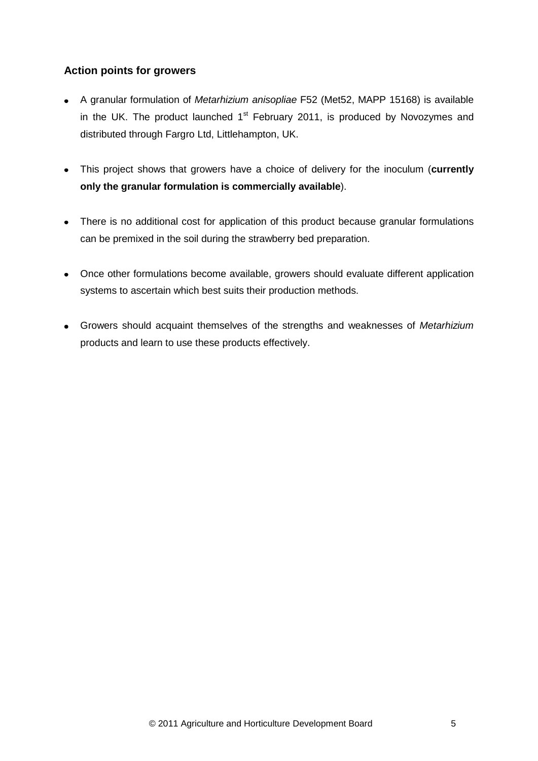### Action points for growers

- A granular formulation of *Metarhizium anisopliae* F52 (Met52, MAPP 15168) is available in the UK. The product launched 1st February 2011, is produced by Novozymes and distributed through Fargro Ltd, Littlehampton, UK.
- This project shows that growers have a choice of delivery for the inoculum (**currently only the granular formulation is commercially available**).
- There is no additional cost for application of this product because granular formulations can be premixed in the soil during the strawberry bed preparation.
- Once other formulations become available, growers should evaluate different application systems to ascertain which best suits their production methods.
- Growers should acquaint themselves of the strengths and weaknesses of *Metarhizium* products and learn to use these products effectively.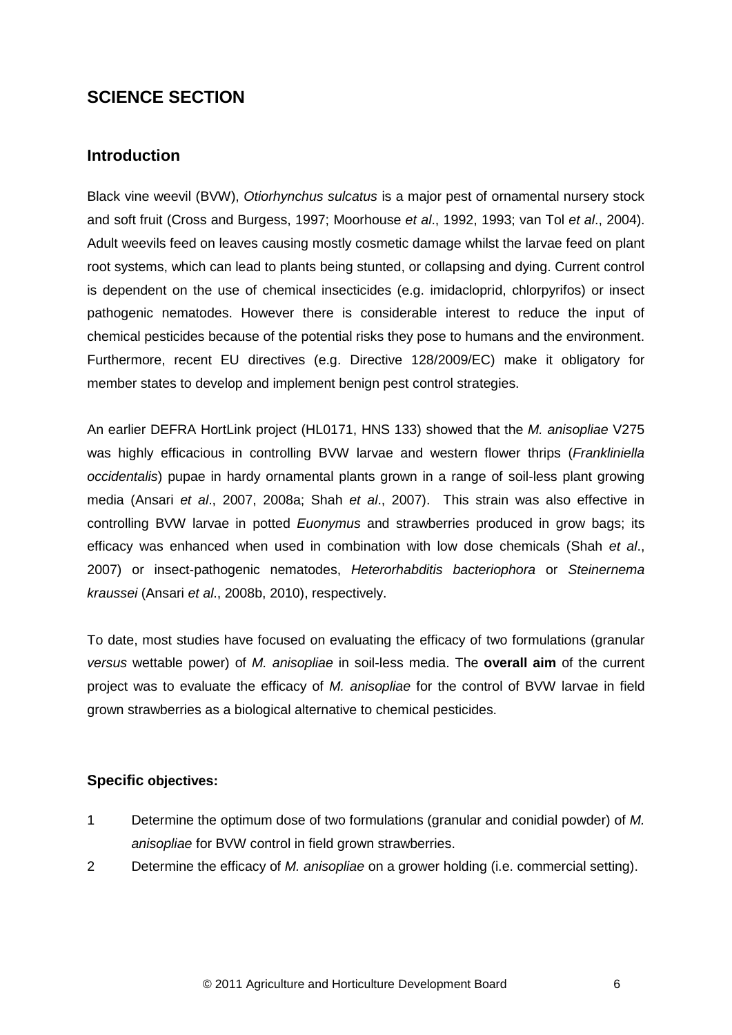# SCIENCE SECTION

## Introduction

Black vine weevil (BVW), *Otiorhynchus sulcatus* is a major pest of ornamental nursery stock and soft fruit (Cross and Burgess, 1997; Moorhouse *et al*., 1992, 1993; van Tol *et al*., 2004). Adult weevils feed on leaves causing mostly cosmetic damage whilst the larvae feed on plant root systems, which can lead to plants being stunted, or collapsing and dying. Current control is dependent on the use of chemical insecticides (e.g. imidacloprid, chlorpyrifos) or insect pathogenic nematodes. However there is considerable interest to reduce the input of chemical pesticides because of the potential risks they pose to humans and the environment. Furthermore, recent EU directives (e.g. Directive 128/2009/EC) make it obligatory for member states to develop and implement benign pest control strategies.

An earlier DEFRA HortLink project (HL0171, HNS 133) showed that the *M. anisopliae* V275 was highly efficacious in controlling BVW larvae and western flower thrips (*Frankliniella occidentalis*) pupae in hardy ornamental plants grown in a range of soil-less plant growing media (Ansari *et al*., 2007, 2008a; Shah *et al*., 2007). This strain was also effective in controlling BVW larvae in potted *Euonymus* and strawberries produced in grow bags; its efficacy was enhanced when used in combination with low dose chemicals (Shah *et al*., 2007) or insect-pathogenic nematodes, *Heterorhabditis bacteriophora* or *Steinernema kraussei* (Ansari *et al*., 2008b, 2010), respectively.

To date, most studies have focused on evaluating the efficacy of two formulations (granular *versus* wettable power) of *M. anisopliae* in soil-less media. The **overall aim** of the current project was to evaluate the efficacy of *M. anisopliae* for the control of BVW larvae in field grown strawberries as a biological alternative to chemical pesticides.

### Specific objectives:

1. Determine the optimum dose of two formulations (granular and conidial powder) of *M. anisopliae* for BVW control in field grown strawberries.
2. Determine the efficacy of *M. anisopliae* on a grower holding (i.e. commercial setting).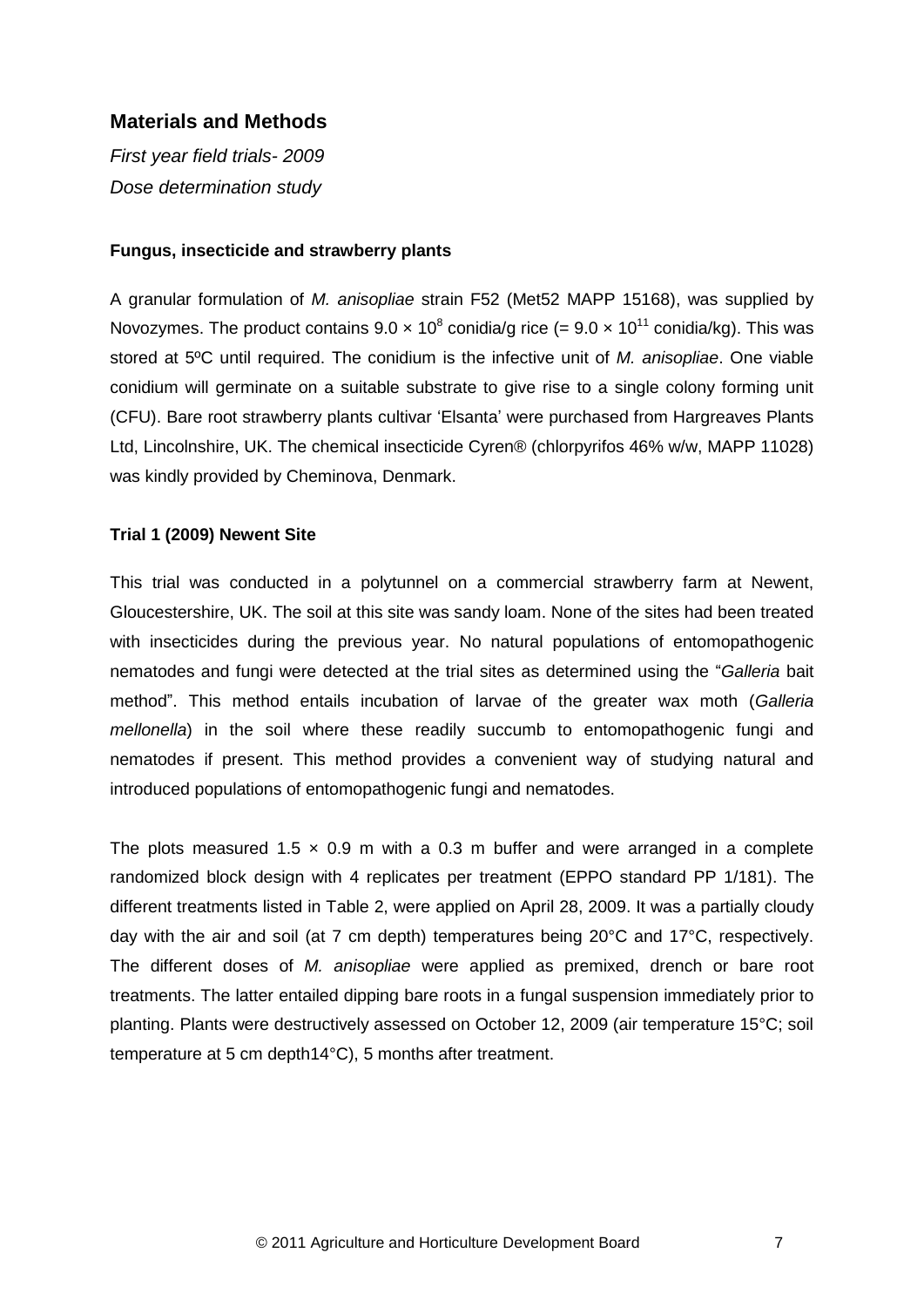## Materials and Methods

*First year field trials- 2009*

*Dose determination study*

### Fungus, insecticide and strawberry plants

A granular formulation of *M. anisopliae* strain F52 (Met52 MAPP 15168), was supplied by Novozymes. The product contains $9.0 \times 10^8$ conidia/g rice (= $9.0 \times 10^{11}$ conidia/kg). This was stored at 5ºC until required. The conidium is the infective unit of *M. anisopliae*. One viable conidium will germinate on a suitable substrate to give rise to a single colony forming unit (CFU). Bare root strawberry plants cultivar 'Elsanta' were purchased from Hargreaves Plants Ltd, Lincolnshire, UK. The chemical insecticide Cyren® (chlorpyrifos 46% w/w, MAPP 11028) was kindly provided by Cheminova, Denmark.

### Trial 1 (2009) Newent Site

This trial was conducted in a polytunnel on a commercial strawberry farm at Newent, Gloucestershire, UK. The soil at this site was sandy loam. None of the sites had been treated with insecticides during the previous year. No natural populations of entomopathogenic nematodes and fungi were detected at the trial sites as determined using the "*Galleria* bait method". This method entails incubation of larvae of the greater wax moth (*Galleria mellonella*) in the soil where these readily succumb to entomopathogenic fungi and nematodes if present. This method provides a convenient way of studying natural and introduced populations of entomopathogenic fungi and nematodes.

The plots measured 1.5 × 0.9 m with a 0.3 m buffer and were arranged in a complete randomized block design with 4 replicates per treatment (EPPO standard PP 1/181). The different treatments listed in Table 2, were applied on April 28, 2009. It was a partially cloudy day with the air and soil (at 7 cm depth) temperatures being 20°C and 17°C, respectively. The different doses of *M. anisopliae* were applied as premixed, drench or bare root treatments. The latter entailed dipping bare roots in a fungal suspension immediately prior to planting. Plants were destructively assessed on October 12, 2009 (air temperature 15°C; soil temperature at 5 cm depth14°C), 5 months after treatment.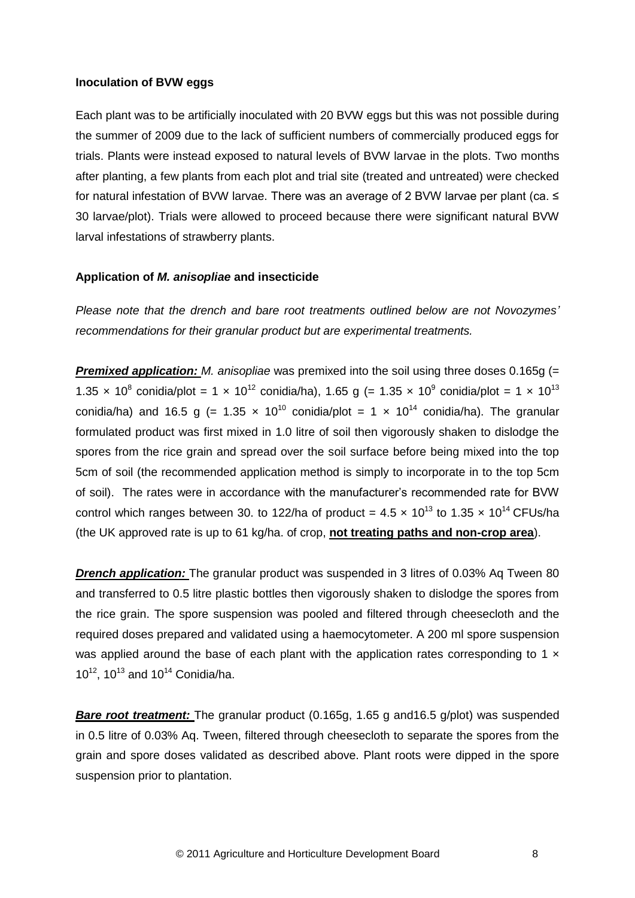**Inoculation of BVW eggs**

Each plant was to be artificially inoculated with 20 BVW eggs but this was not possible during the summer of 2009 due to the lack of sufficient numbers of commercially produced eggs for trials. Plants were instead exposed to natural levels of BVW larvae in the plots. Two months after planting, a few plants from each plot and trial site (treated and untreated) were checked for natural infestation of BVW larvae. There was an average of 2 BVW larvae per plant (ca. ≤ 30 larvae/plot). Trials were allowed to proceed because there were significant natural BVW larval infestations of strawberry plants.

**Application of *M. anisopliae* and insecticide**

*Please note that the drench and bare root treatments outlined below are not Novozymes' recommendations for their granular product but are experimental treatments.*

***Premixed application:*** *M. anisopliae* was premixed into the soil using three doses 0.165g (= $1.35 \times 10^8$ conidia/plot = $1 \times 10^{12}$ conidia/ha), 1.65 g (= $1.35 \times 10^9$ conidia/plot = $1 \times 10^{13}$ conidia/ha) and 16.5 g (= $1.35 \times 10^{10}$ conidia/plot = $1 \times 10^{14}$ conidia/ha). The granular formulated product was first mixed in 1.0 litre of soil then vigorously shaken to dislodge the spores from the rice grain and spread over the soil surface before being mixed into the top 5cm of soil (the recommended application method is simply to incorporate in to the top 5cm of soil). The rates were in accordance with the manufacturer's recommended rate for BVW control which ranges between 30. to 122/ha of product = $4.5 \times 10^{13}$ to $1.35 \times 10^{14}$ CFUs/ha (the UK approved rate is up to 61 kg/ha. of crop, **not treating paths and non-crop area**).

***Drench application:*** The granular product was suspended in 3 litres of 0.03% Aq Tween 80 and transferred to 0.5 litre plastic bottles then vigorously shaken to dislodge the spores from the rice grain. The spore suspension was pooled and filtered through cheesecloth and the required doses prepared and validated using a haemocytometer. A 200 ml spore suspension was applied around the base of each plant with the application rates corresponding to $1 \times 10^{12}$, $10^{13}$ and $10^{14}$ Conidia/ha.

***Bare root treatment:*** The granular product (0.165g, 1.65 g and16.5 g/plot) was suspended in 0.5 litre of 0.03% Aq. Tween, filtered through cheesecloth to separate the spores from the grain and spore doses validated as described above. Plant roots were dipped in the spore suspension prior to plantation.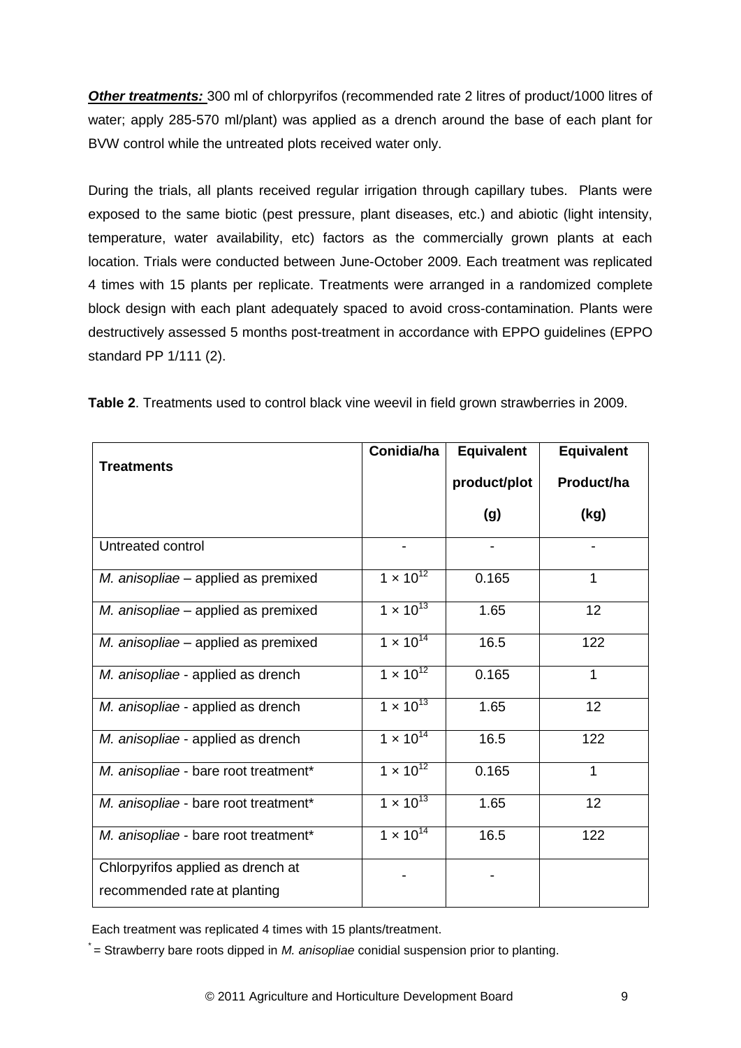***Other treatments:*** 300 ml of chlorpyrifos (recommended rate 2 litres of product/1000 litres of water; apply 285-570 ml/plant) was applied as a drench around the base of each plant for BVW control while the untreated plots received water only.

During the trials, all plants received regular irrigation through capillary tubes. Plants were exposed to the same biotic (pest pressure, plant diseases, etc.) and abiotic (light intensity, temperature, water availability, etc) factors as the commercially grown plants at each location. Trials were conducted between June-October 2009. Each treatment was replicated 4 times with 15 plants per replicate. Treatments were arranged in a randomized complete block design with each plant adequately spaced to avoid cross-contamination. Plants were destructively assessed 5 months post-treatment in accordance with EPPO guidelines (EPPO standard PP 1/111 (2).

**Table 2**. Treatments used to control black vine weevil in field grown strawberries in 2009.

| Treatments | Conidia/ha | Equivalent product/plot (g) | Equivalent Product/ha (kg) |
|---|---|---|---|
| Untreated control | - | - | - |
| *M. anisopliae* – applied as premixed | $1 \times 10^{12}$ | 0.165 | 1 |
| *M. anisopliae* – applied as premixed | $1 \times 10^{13}$ | 1.65 | 12 |
| *M. anisopliae* – applied as premixed | $1 \times 10^{14}$ | 16.5 | 122 |
| *M. anisopliae* - applied as drench | $1 \times 10^{12}$ | 0.165 | 1 |
| *M. anisopliae* - applied as drench | $1 \times 10^{13}$ | 1.65 | 12 |
| *M. anisopliae* - applied as drench | $1 \times 10^{14}$ | 16.5 | 122 |
| *M. anisopliae* - bare root treatment* | $1 \times 10^{12}$ | 0.165 | 1 |
| *M. anisopliae* - bare root treatment* | $1 \times 10^{13}$ | 1.65 | 12 |
| *M. anisopliae* - bare root treatment* | $1 \times 10^{14}$ | 16.5 | 122 |
| Chlorpyrifos applied as drench at recommended rate at planting | - | - | |

Each treatment was replicated 4 times with 15 plants/treatment.

* = Strawberry bare roots dipped in *M. anisopliae* conidial suspension prior to planting.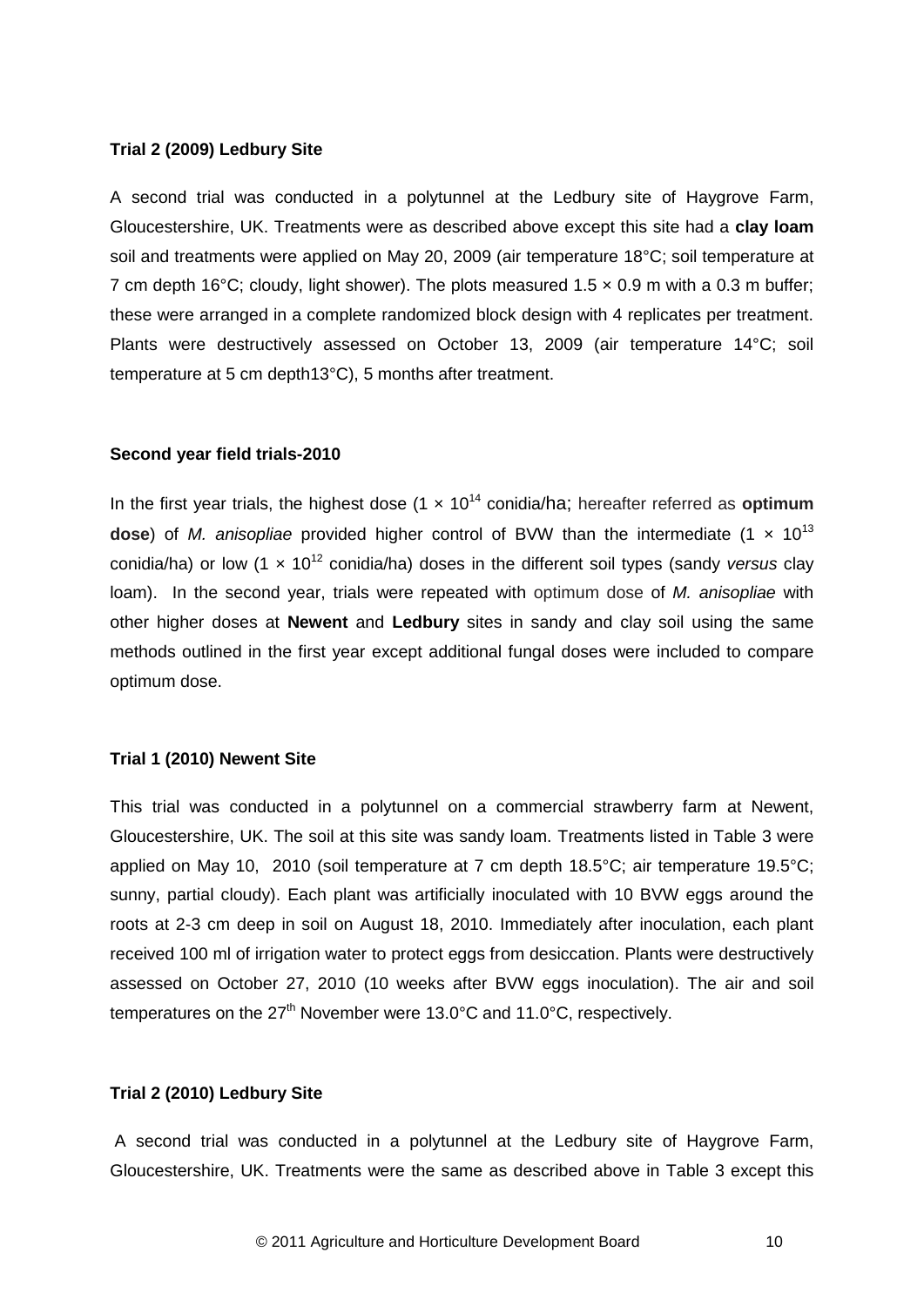**Trial 2 (2009) Ledbury Site**

A second trial was conducted in a polytunnel at the Ledbury site of Haygrove Farm, Gloucestershire, UK. Treatments were as described above except this site had a **clay loam** soil and treatments were applied on May 20, 2009 (air temperature 18°C; soil temperature at 7 cm depth 16°C; cloudy, light shower). The plots measured 1.5 × 0.9 m with a 0.3 m buffer; these were arranged in a complete randomized block design with 4 replicates per treatment. Plants were destructively assessed on October 13, 2009 (air temperature 14°C; soil temperature at 5 cm depth13°C), 5 months after treatment.

**Second year field trials-2010**

In the first year trials, the highest dose ($1 \times 10^{14}$ conidia/ha; hereafter referred as **optimum dose**) of *M. anisopliae* provided higher control of BVW than the intermediate ($1 \times 10^{13}$ conidia/ha) or low ($1 \times 10^{12}$ conidia/ha) doses in the different soil types (sandy *versus* clay loam). In the second year, trials were repeated with optimum dose of *M. anisopliae* with other higher doses at **Newent** and **Ledbury** sites in sandy and clay soil using the same methods outlined in the first year except additional fungal doses were included to compare optimum dose.

**Trial 1 (2010) Newent Site**

This trial was conducted in a polytunnel on a commercial strawberry farm at Newent, Gloucestershire, UK. The soil at this site was sandy loam. Treatments listed in Table 3 were applied on May 10, 2010 (soil temperature at 7 cm depth 18.5°C; air temperature 19.5°C; sunny, partial cloudy). Each plant was artificially inoculated with 10 BVW eggs around the roots at 2-3 cm deep in soil on August 18, 2010. Immediately after inoculation, each plant received 100 ml of irrigation water to protect eggs from desiccation. Plants were destructively assessed on October 27, 2010 (10 weeks after BVW eggs inoculation). The air and soil temperatures on the 27th November were 13.0°C and 11.0°C, respectively.

**Trial 2 (2010) Ledbury Site**

A second trial was conducted in a polytunnel at the Ledbury site of Haygrove Farm, Gloucestershire, UK. Treatments were the same as described above in Table 3 except this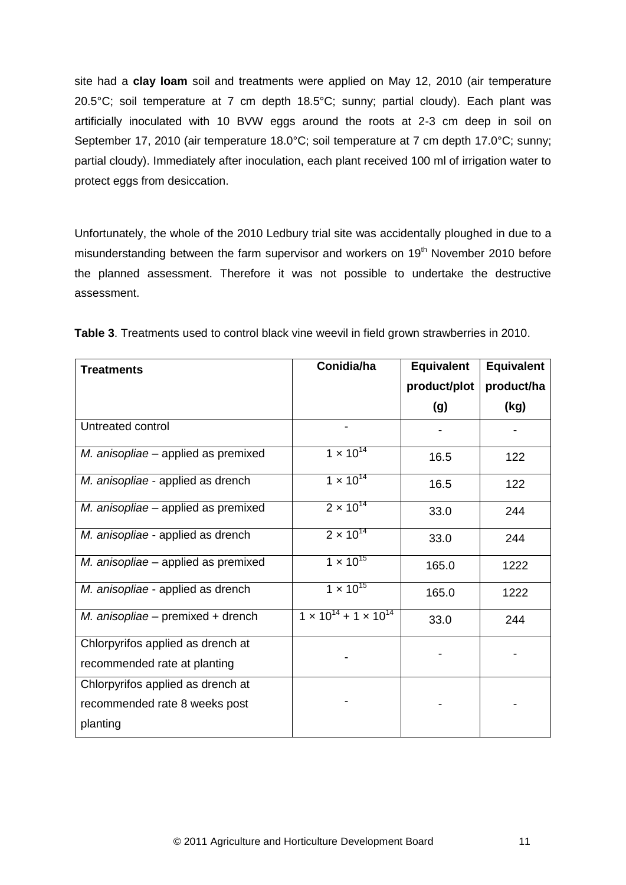site had a **clay loam** soil and treatments were applied on May 12, 2010 (air temperature 20.5°C; soil temperature at 7 cm depth 18.5°C; sunny; partial cloudy). Each plant was artificially inoculated with 10 BVW eggs around the roots at 2-3 cm deep in soil on September 17, 2010 (air temperature 18.0°C; soil temperature at 7 cm depth 17.0°C; sunny; partial cloudy). Immediately after inoculation, each plant received 100 ml of irrigation water to protect eggs from desiccation.

Unfortunately, the whole of the 2010 Ledbury trial site was accidentally ploughed in due to a misunderstanding between the farm supervisor and workers on 19th November 2010 before the planned assessment. Therefore it was not possible to undertake the destructive assessment.

**Table 3**. Treatments used to control black vine weevil in field grown strawberries in 2010.

| **Treatments** | **Conidia/ha** | **Equivalent product/plot (g)** | **Equivalent product/ha (kg)** |
|---|---|---|---|
| Untreated control | - | - | - |
| *M. anisopliae* – applied as premixed | $1 \times 10^{14}$ | 16.5 | 122 |
| *M. anisopliae* - applied as drench | $1 \times 10^{14}$ | 16.5 | 122 |
| *M. anisopliae* – applied as premixed | $2 \times 10^{14}$ | 33.0 | 244 |
| *M. anisopliae* - applied as drench | $2 \times 10^{14}$ | 33.0 | 244 |
| *M. anisopliae* – applied as premixed | $1 \times 10^{15}$ | 165.0 | 1222 |
| *M. anisopliae* - applied as drench | $1 \times 10^{15}$ | 165.0 | 1222 |
| *M. anisopliae* – premixed + drench | $1 \times 10^{14} + 1 \times 10^{14}$ | 33.0 | 244 |
| Chlorpyrifos applied as drench at recommended rate at planting | - | - | - |
| Chlorpyrifos applied as drench at recommended rate 8 weeks post planting | - | - | - |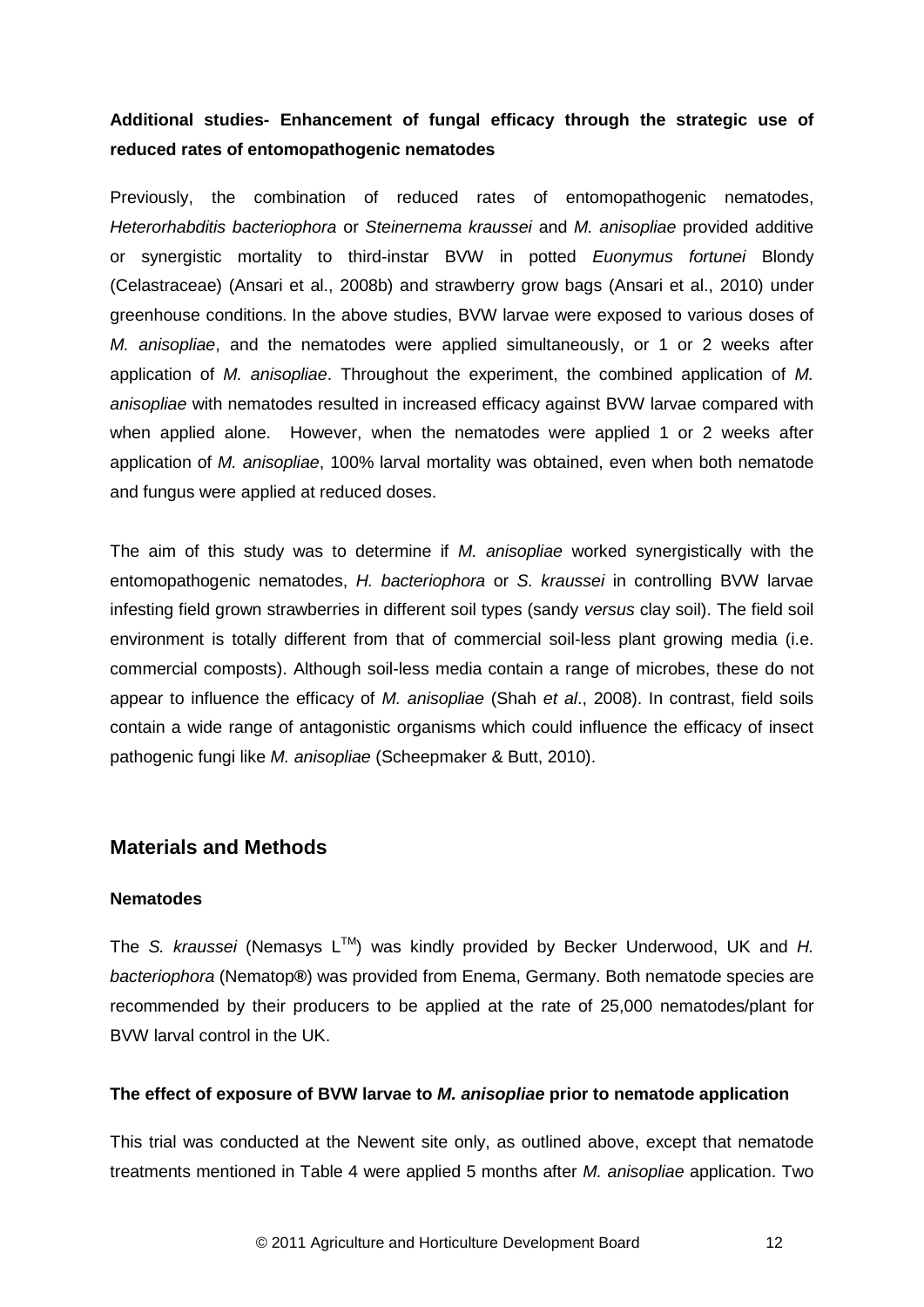**Additional studies- Enhancement of fungal efficacy through the strategic use of reduced rates of entomopathogenic nematodes**

Previously, the combination of reduced rates of entomopathogenic nematodes, *Heterorhabditis bacteriophora* or *Steinernema kraussei* and *M. anisopliae* provided additive or synergistic mortality to third-instar BVW in potted *Euonymus fortunei* Blondy (Celastraceae) (Ansari et al., 2008b) and strawberry grow bags (Ansari et al., 2010) under greenhouse conditions. In the above studies, BVW larvae were exposed to various doses of *M. anisopliae*, and the nematodes were applied simultaneously, or 1 or 2 weeks after application of *M. anisopliae*. Throughout the experiment, the combined application of *M. anisopliae* with nematodes resulted in increased efficacy against BVW larvae compared with when applied alone. However, when the nematodes were applied 1 or 2 weeks after application of *M. anisopliae*, 100% larval mortality was obtained, even when both nematode and fungus were applied at reduced doses.

The aim of this study was to determine if *M. anisopliae* worked synergistically with the entomopathogenic nematodes, *H. bacteriophora* or *S. kraussei* in controlling BVW larvae infesting field grown strawberries in different soil types (sandy *versus* clay soil). The field soil environment is totally different from that of commercial soil-less plant growing media (i.e. commercial composts). Although soil-less media contain a range of microbes, these do not appear to influence the efficacy of *M. anisopliae* (Shah *et al*., 2008). In contrast, field soils contain a wide range of antagonistic organisms which could influence the efficacy of insect pathogenic fungi like *M. anisopliae* (Scheepmaker & Butt, 2010).

## Materials and Methods

### Nematodes

The *S. kraussei* (Nemasys L™) was kindly provided by Becker Underwood, UK and *H. bacteriophora* (Nematop®) was provided from Enema, Germany. Both nematode species are recommended by their producers to be applied at the rate of 25,000 nematodes/plant for BVW larval control in the UK.

### The effect of exposure of BVW larvae to *M. anisopliae* prior to nematode application

This trial was conducted at the Newent site only, as outlined above, except that nematode treatments mentioned in Table 4 were applied 5 months after *M. anisopliae* application. Two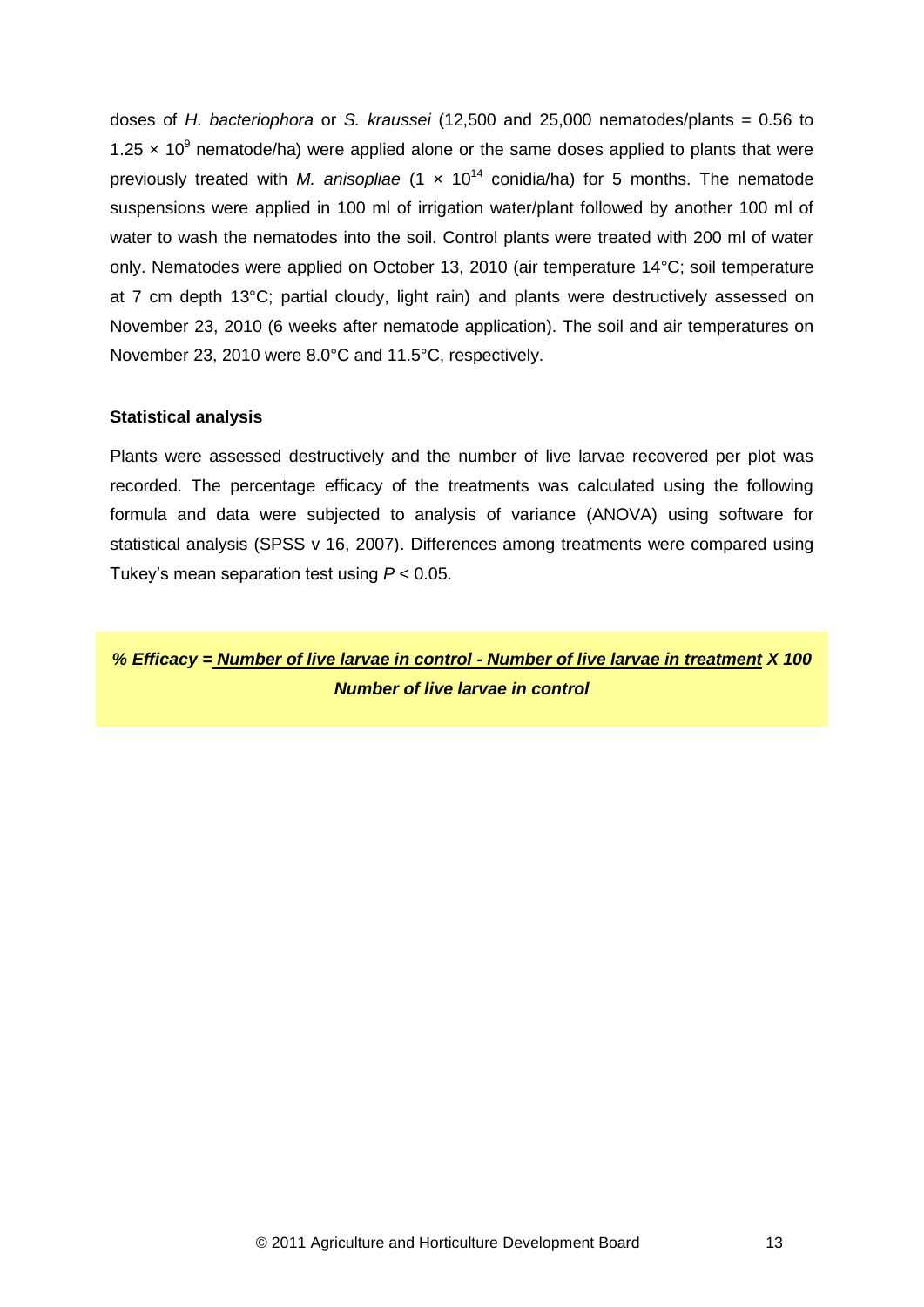doses of *H. bacteriophora* or *S. kraussei* (12,500 and 25,000 nematodes/plants = 0.56 to $1.25 \times 10^9$ nematode/ha) were applied alone or the same doses applied to plants that were previously treated with *M. anisopliae* ($1 \times 10^{14}$ conidia/ha) for 5 months. The nematode suspensions were applied in 100 ml of irrigation water/plant followed by another 100 ml of water to wash the nematodes into the soil. Control plants were treated with 200 ml of water only. Nematodes were applied on October 13, 2010 (air temperature 14°C; soil temperature at 7 cm depth 13°C; partial cloudy, light rain) and plants were destructively assessed on November 23, 2010 (6 weeks after nematode application). The soil and air temperatures on November 23, 2010 were 8.0°C and 11.5°C, respectively.

**Statistical analysis**

Plants were assessed destructively and the number of live larvae recovered per plot was recorded. The percentage efficacy of the treatments was calculated using the following formula and data were subjected to analysis of variance (ANOVA) using software for statistical analysis (SPSS v 16, 2007). Differences among treatments were compared using Tukey's mean separation test using $P < 0.05$.

$$\% \text{ Efficacy} = \frac{\text{Number of live larvae in control} - \text{Number of live larvae in treatment}}{\text{Number of live larvae in control}} \times 100$$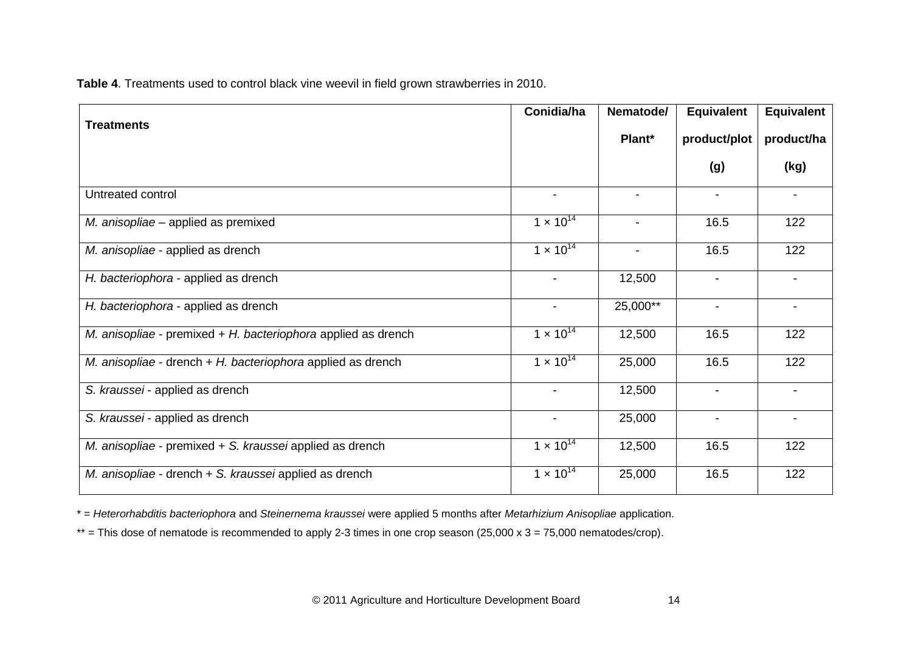**Table 4**. Treatments used to control black vine weevil in field grown strawberries in 2010.

| Treatments | Conidia/ha | Nematode/ Plant* | Equivalent product/plot (g) | Equivalent product/ha (kg) |
|---|---|---|---|---|
| Untreated control | - | - | - | - |
| *M. anisopliae* – applied as premixed | $1 \times 10^{14}$ | - | 16.5 | 122 |
| *M. anisopliae* - applied as drench | $1 \times 10^{14}$ | - | 16.5 | 122 |
| *H. bacteriophora* - applied as drench | - | 12,500 | - | - |
| *H. bacteriophora* - applied as drench | - | 25,000** | - | - |
| *M. anisopliae* - premixed + *H. bacteriophora* applied as drench | $1 \times 10^{14}$ | 12,500 | 16.5 | 122 |
| *M. anisopliae* - drench + *H. bacteriophora* applied as drench | $1 \times 10^{14}$ | 25,000 | 16.5 | 122 |
| *S. kraussei* - applied as drench | - | 12,500 | - | - |
| *S. kraussei* - applied as drench | - | 25,000 | - | - |
| *M. anisopliae* - premixed + *S. kraussei* applied as drench | $1 \times 10^{14}$ | 12,500 | 16.5 | 122 |
| *M. anisopliae* - drench + *S. kraussei* applied as drench | $1 \times 10^{14}$ | 25,000 | 16.5 | 122 |

* = *Heterorhabditis bacteriophora* and *Steinernema kraussei* were applied 5 months after *Metarhizium Anisopliae* application.

** = This dose of nematode is recommended to apply 2-3 times in one crop season (25,000 x 3 = 75,000 nematodes/crop).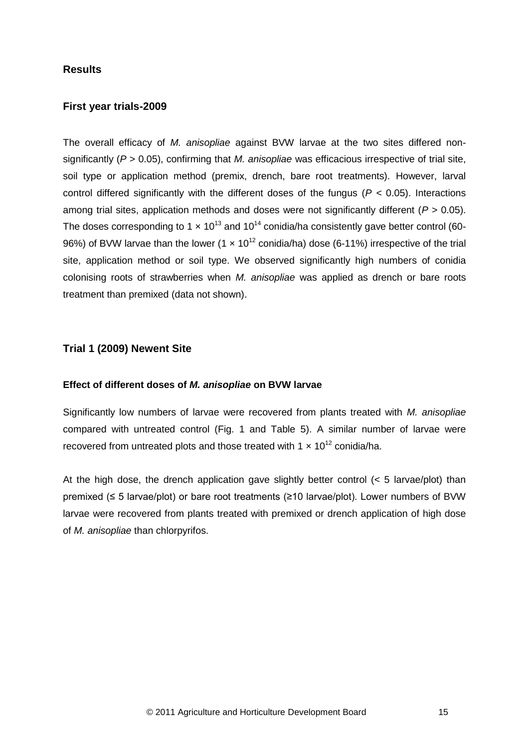## Results

### First year trials-2009

The overall efficacy of *M. anisopliae* against BVW larvae at the two sites differed non-significantly ($P > 0.05$), confirming that *M. anisopliae* was efficacious irrespective of trial site, soil type or application method (premix, drench, bare root treatments). However, larval control differed significantly with the different doses of the fungus ($P < 0.05$). Interactions among trial sites, application methods and doses were not significantly different ($P > 0.05$). The doses corresponding to $1 \times 10^{13}$ and $10^{14}$ conidia/ha consistently gave better control (60-96%) of BVW larvae than the lower ($1 \times 10^{12}$ conidia/ha) dose (6-11%) irrespective of the trial site, application method or soil type. We observed significantly high numbers of conidia colonising roots of strawberries when *M. anisopliae* was applied as drench or bare roots treatment than premixed (data not shown).

### Trial 1 (2009) Newent Site

#### Effect of different doses of *M. anisopliae* on BVW larvae

Significantly low numbers of larvae were recovered from plants treated with *M. anisopliae* compared with untreated control (Fig. 1 and Table 5). A similar number of larvae were recovered from untreated plots and those treated with $1 \times 10^{12}$ conidia/ha.

At the high dose, the drench application gave slightly better control (< 5 larvae/plot) than premixed (≤ 5 larvae/plot) or bare root treatments (≥10 larvae/plot). Lower numbers of BVW larvae were recovered from plants treated with premixed or drench application of high dose of *M. anisopliae* than chlorpyrifos.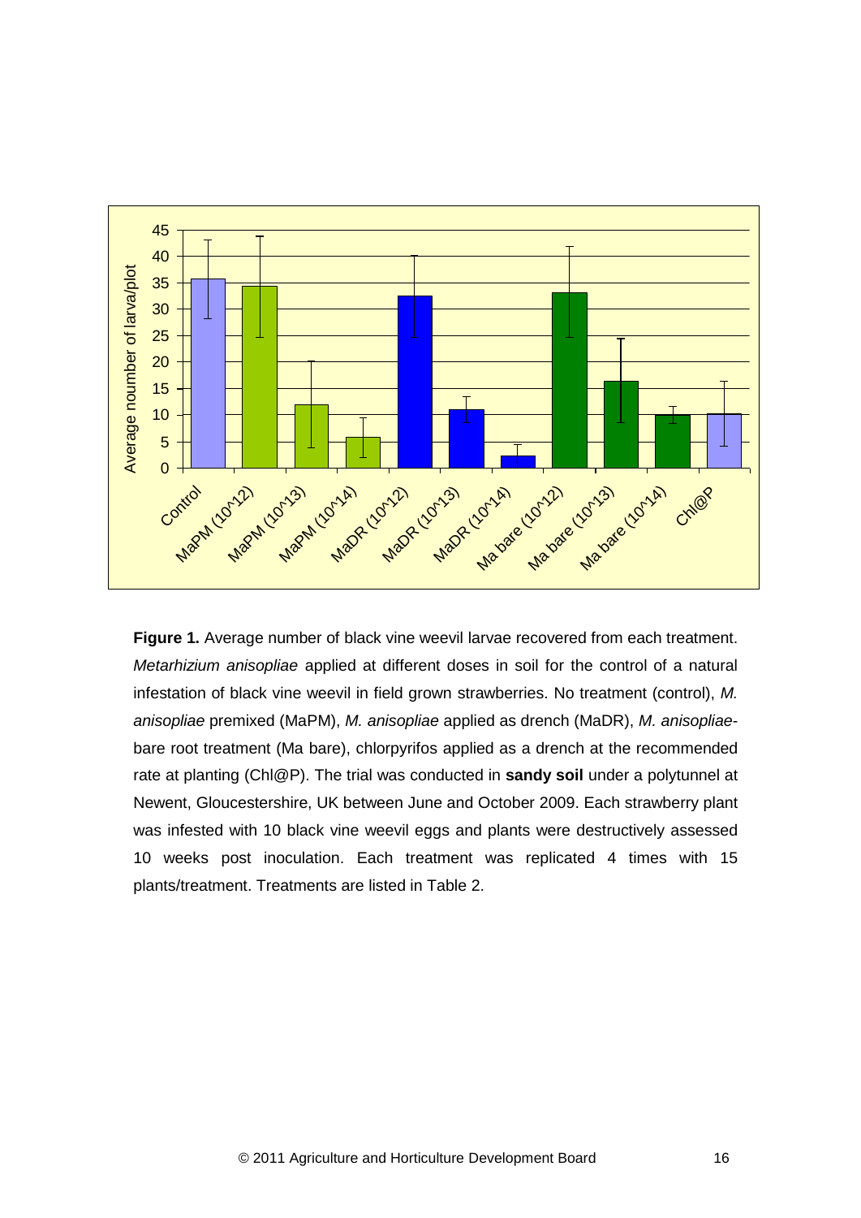**Figure 1.** Average number of black vine weevil larvae recovered from each treatment. *Metarhizium anisopliae* applied at different doses in soil for the control of a natural infestation of black vine weevil in field grown strawberries. No treatment (control), *M. anisopliae* premixed (MaPM), *M. anisopliae* applied as drench (MaDR), *M. anisopliae*-bare root treatment (Ma bare), chlorpyrifos applied as a drench at the recommended rate at planting (Chl@P). The trial was conducted in **sandy soil** under a polytunnel at Newent, Gloucestershire, UK between June and October 2009. Each strawberry plant was infested with 10 black vine weevil eggs and plants were destructively assessed 10 weeks post inoculation. Each treatment was replicated 4 times with 15 plants/treatment. Treatments are listed in Table 2.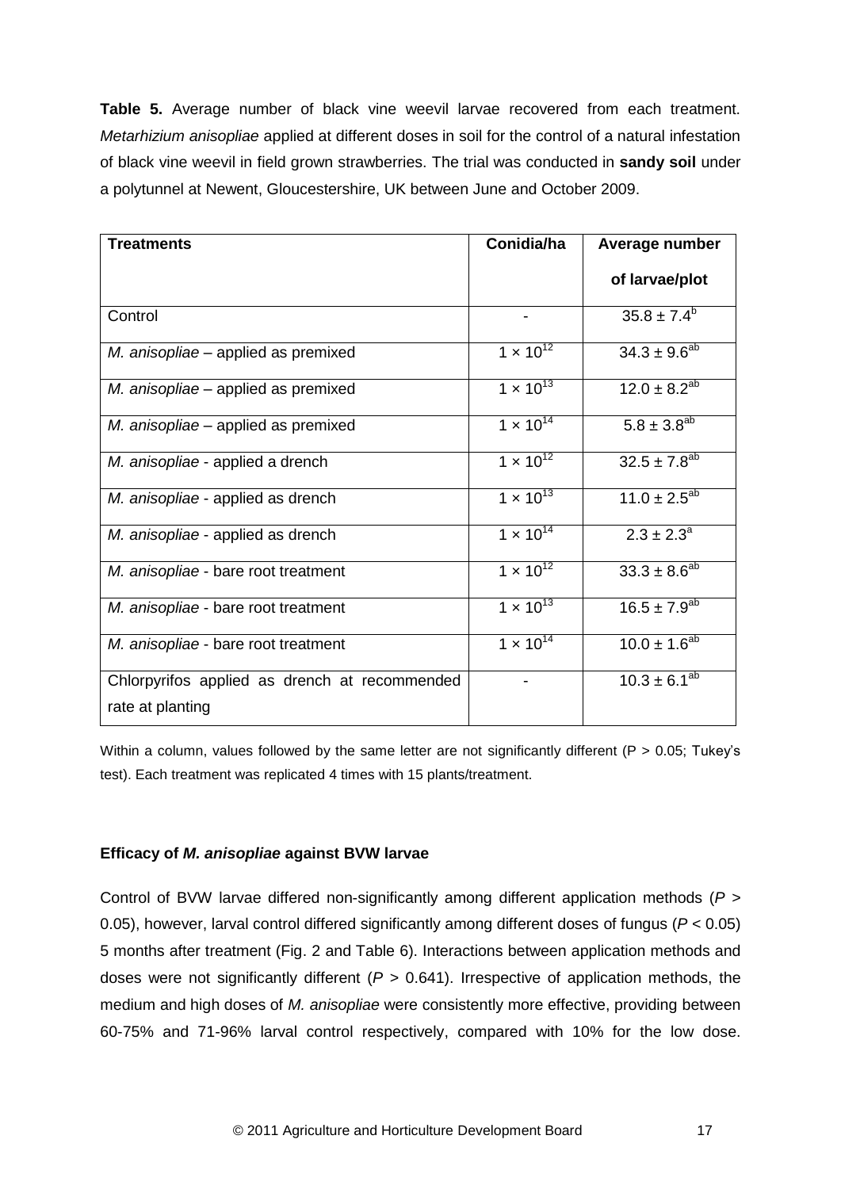**Table 5.** Average number of black vine weevil larvae recovered from each treatment. *Metarhizium anisopliae* applied at different doses in soil for the control of a natural infestation of black vine weevil in field grown strawberries. The trial was conducted in **sandy soil** under a polytunnel at Newent, Gloucestershire, UK between June and October 2009.

| Treatments | Conidia/ha | Average number of larvae/plot |
|---|---|---|
| Control | - | $35.8 \pm 7.4^{b}$ |
| *M. anisopliae* – applied as premixed | $1 \times 10^{12}$ | $34.3 \pm 9.6^{ab}$ |
| *M. anisopliae* – applied as premixed | $1 \times 10^{13}$ | $12.0 \pm 8.2^{ab}$ |
| *M. anisopliae* – applied as premixed | $1 \times 10^{14}$ | $5.8 \pm 3.8^{ab}$ |
| *M. anisopliae* - applied a drench | $1 \times 10^{12}$ | $32.5 \pm 7.8^{ab}$ |
| *M. anisopliae* - applied as drench | $1 \times 10^{13}$ | $11.0 \pm 2.5^{ab}$ |
| *M. anisopliae* - applied as drench | $1 \times 10^{14}$ | $2.3 \pm 2.3^{a}$ |
| *M. anisopliae* - bare root treatment | $1 \times 10^{12}$ | $33.3 \pm 8.6^{ab}$ |
| *M. anisopliae* - bare root treatment | $1 \times 10^{13}$ | $16.5 \pm 7.9^{ab}$ |
| *M. anisopliae* - bare root treatment | $1 \times 10^{14}$ | $10.0 \pm 1.6^{ab}$ |
| Chlorpyrifos applied as drench at recommended rate at planting | - | $10.3 \pm 6.1^{ab}$ |

Within a column, values followed by the same letter are not significantly different ($P > 0.05$; Tukey's test). Each treatment was replicated 4 times with 15 plants/treatment.

**Efficacy of *M. anisopliae* against BVW larvae**

Control of BVW larvae differed non-significantly among different application methods ($P > 0.05$), however, larval control differed significantly among different doses of fungus ($P < 0.05$) 5 months after treatment (Fig. 2 and Table 6). Interactions between application methods and doses were not significantly different ($P > 0.641$). Irrespective of application methods, the medium and high doses of *M. anisopliae* were consistently more effective, providing between 60-75% and 71-96% larval control respectively, compared with 10% for the low dose.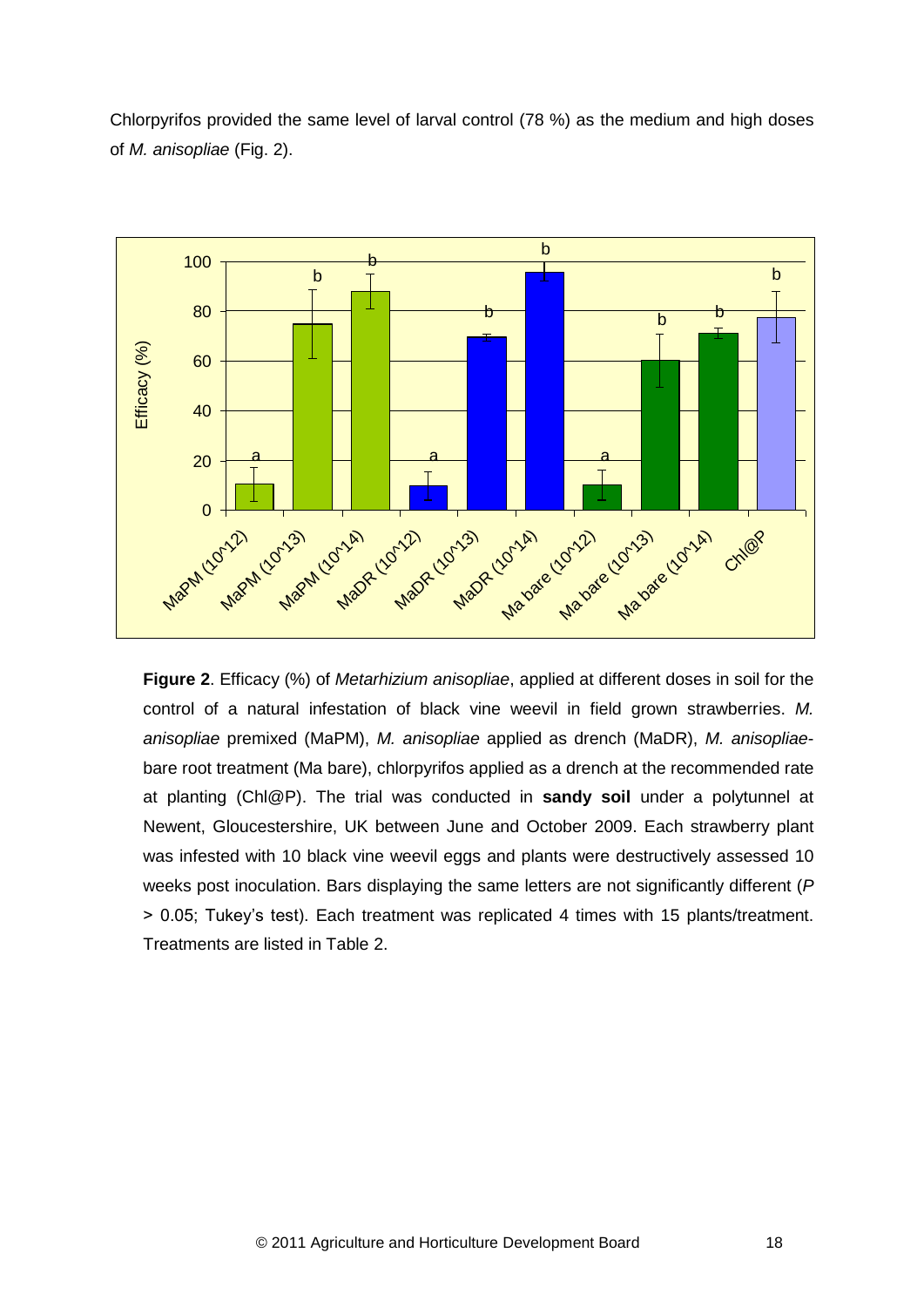Chlorpyrifos provided the same level of larval control (78 %) as the medium and high doses of *M. anisopliae* (Fig. 2).

**Figure 2**. Efficacy (%) of *Metarhizium anisopliae*, applied at different doses in soil for the control of a natural infestation of black vine weevil in field grown strawberries. *M. anisopliae* premixed (MaPM), *M. anisopliae* applied as drench (MaDR), *M. anisopliae*-bare root treatment (Ma bare), chlorpyrifos applied as a drench at the recommended rate at planting (Chl@P). The trial was conducted in **sandy soil** under a polytunnel at Newent, Gloucestershire, UK between June and October 2009. Each strawberry plant was infested with 10 black vine weevil eggs and plants were destructively assessed 10 weeks post inoculation. Bars displaying the same letters are not significantly different ($P > 0.05$; Tukey's test). Each treatment was replicated 4 times with 15 plants/treatment. Treatments are listed in Table 2.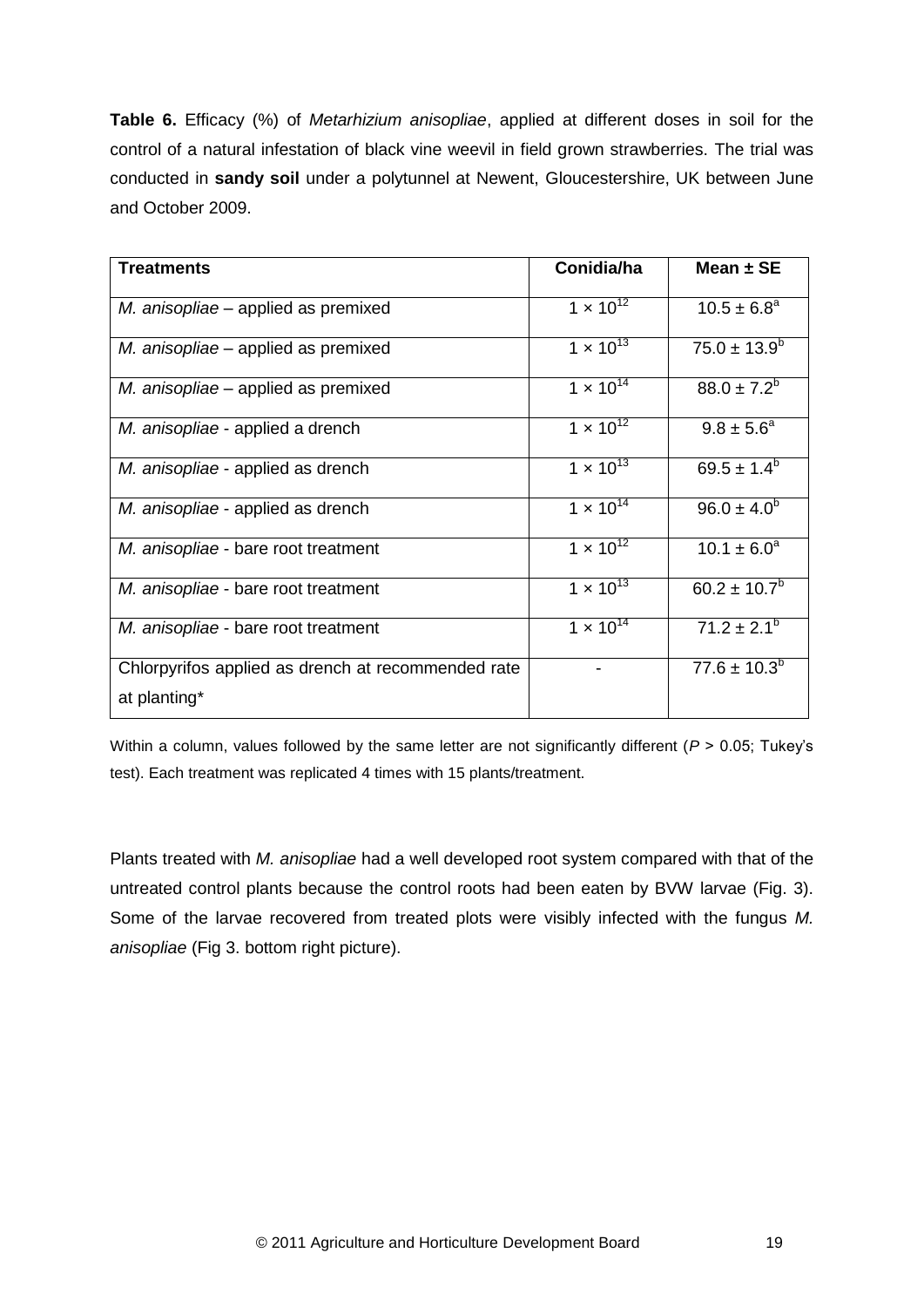**Table 6.** Efficacy (%) of *Metarhizium anisopliae*, applied at different doses in soil for the control of a natural infestation of black vine weevil in field grown strawberries. The trial was conducted in **sandy soil** under a polytunnel at Newent, Gloucestershire, UK between June and October 2009.

| Treatments | Conidia/ha | Mean ± SE |
|---|---|---|
| *M. anisopliae* – applied as premixed | $1 \times 10^{12}$ | $10.5 \pm 6.8^{a}$ |
| *M. anisopliae* – applied as premixed | $1 \times 10^{13}$ | $75.0 \pm 13.9^{b}$ |
| *M. anisopliae* – applied as premixed | $1 \times 10^{14}$ | $88.0 \pm 7.2^{b}$ |
| *M. anisopliae* - applied a drench | $1 \times 10^{12}$ | $9.8 \pm 5.6^{a}$ |
| *M. anisopliae* - applied as drench | $1 \times 10^{13}$ | $69.5 \pm 1.4^{b}$ |
| *M. anisopliae* - applied as drench | $1 \times 10^{14}$ | $96.0 \pm 4.0^{b}$ |
| *M. anisopliae* - bare root treatment | $1 \times 10^{12}$ | $10.1 \pm 6.0^{a}$ |
| *M. anisopliae* - bare root treatment | $1 \times 10^{13}$ | $60.2 \pm 10.7^{b}$ |
| *M. anisopliae* - bare root treatment | $1 \times 10^{14}$ | $71.2 \pm 2.1^{b}$ |
| Chlorpyrifos applied as drench at recommended rate at planting* | - | $77.6 \pm 10.3^{b}$ |

Within a column, values followed by the same letter are not significantly different ($P > 0.05$; Tukey's test). Each treatment was replicated 4 times with 15 plants/treatment.

Plants treated with *M. anisopliae* had a well developed root system compared with that of the untreated control plants because the control roots had been eaten by BVW larvae (Fig. 3). Some of the larvae recovered from treated plots were visibly infected with the fungus *M. anisopliae* (Fig 3. bottom right picture).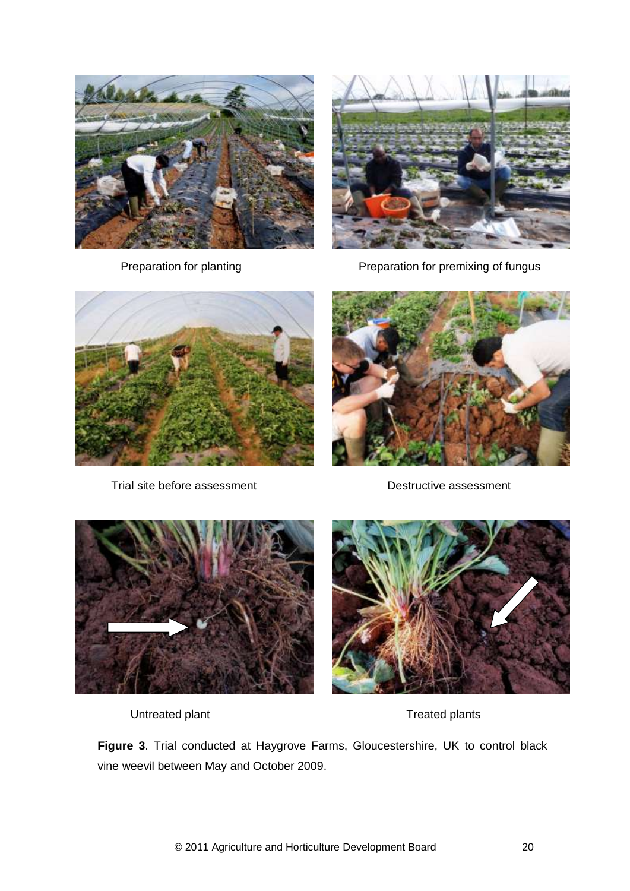Preparation for planting

Preparation for premixing of fungus

Trial site before assessment

Destructive assessment

Untreated plant

Treated plants

**Figure 3**. Trial conducted at Haygrove Farms, Gloucestershire, UK to control black vine weevil between May and October 2009.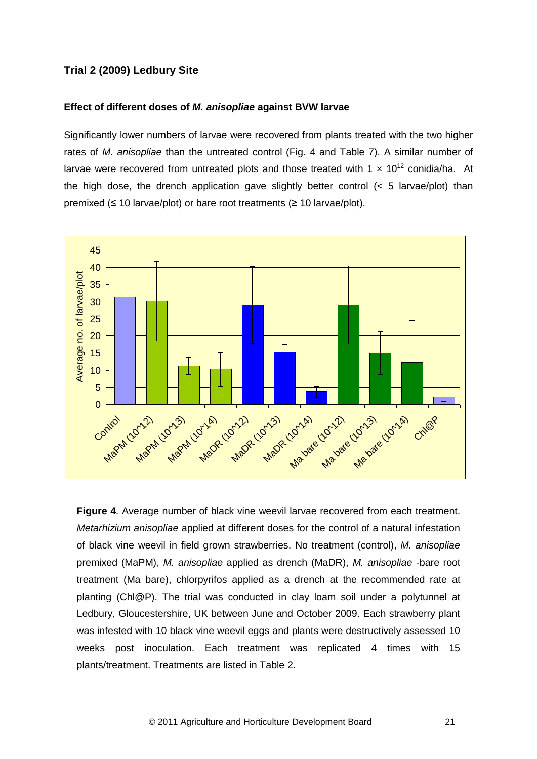### Trial 2 (2009) Ledbury Site

#### Effect of different doses of *M. anisopliae* against BVW larvae

Significantly lower numbers of larvae were recovered from plants treated with the two higher rates of *M. anisopliae* than the untreated control (Fig. 4 and Table 7). A similar number of larvae were recovered from untreated plots and those treated with $1 \times 10^{12}$ conidia/ha. At the high dose, the drench application gave slightly better control (< 5 larvae/plot) than premixed (≤ 10 larvae/plot) or bare root treatments (≥ 10 larvae/plot).

**Figure 4**. Average number of black vine weevil larvae recovered from each treatment. *Metarhizium anisopliae* applied at different doses for the control of a natural infestation of black vine weevil in field grown strawberries. No treatment (control), *M. anisopliae* premixed (MaPM), *M. anisopliae* applied as drench (MaDR), *M. anisopliae* -bare root treatment (Ma bare), chlorpyrifos applied as a drench at the recommended rate at planting (Chl@P). The trial was conducted in clay loam soil under a polytunnel at Ledbury, Gloucestershire, UK between June and October 2009. Each strawberry plant was infested with 10 black vine weevil eggs and plants were destructively assessed 10 weeks post inoculation. Each treatment was replicated 4 times with 15 plants/treatment. Treatments are listed in Table 2.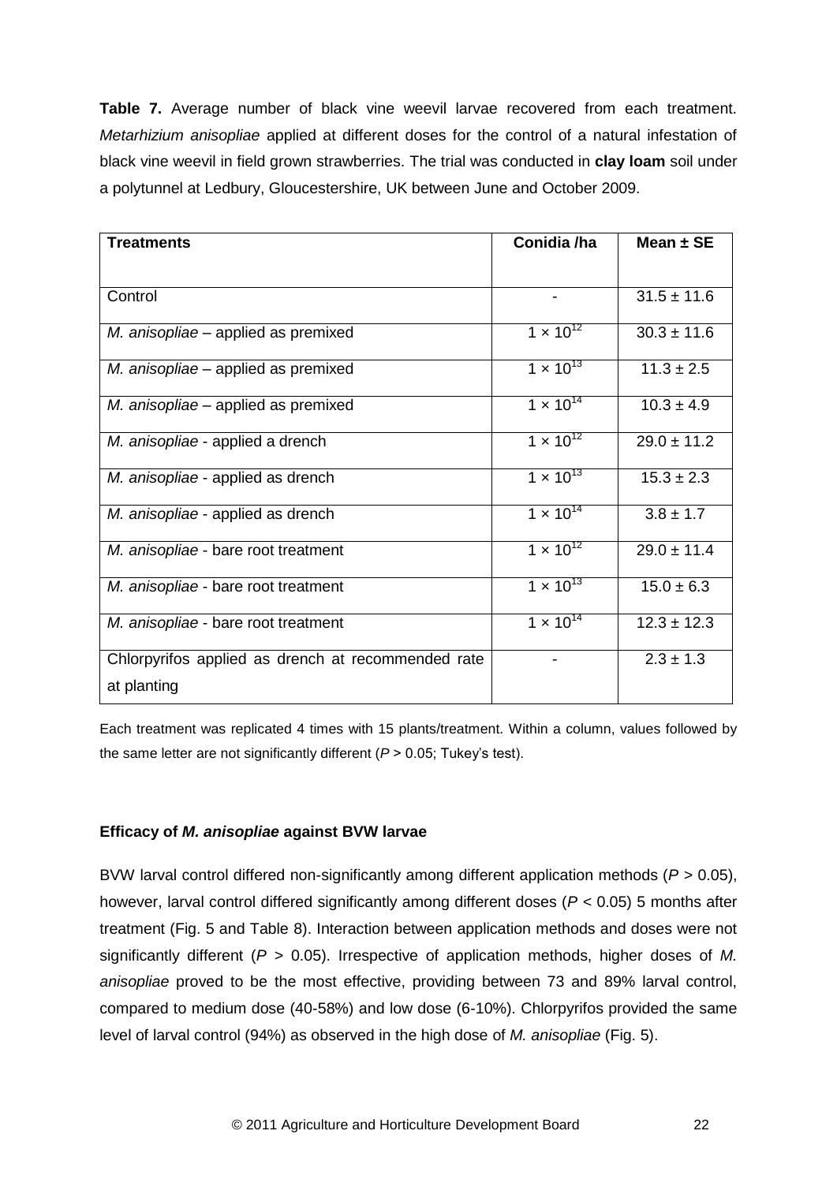**Table 7.** Average number of black vine weevil larvae recovered from each treatment. *Metarhizium anisopliae* applied at different doses for the control of a natural infestation of black vine weevil in field grown strawberries. The trial was conducted in **clay loam** soil under a polytunnel at Ledbury, Gloucestershire, UK between June and October 2009.

| Treatments | Conidia /ha | Mean ± SE |
|---|---|---|
| Control | - | 31.5 ± 11.6 |
| *M. anisopliae* – applied as premixed | $1 \times 10^{12}$ | 30.3 ± 11.6 |
| *M. anisopliae* – applied as premixed | $1 \times 10^{13}$ | 11.3 ± 2.5 |
| *M. anisopliae* – applied as premixed | $1 \times 10^{14}$ | 10.3 ± 4.9 |
| *M. anisopliae* - applied a drench | $1 \times 10^{12}$ | 29.0 ± 11.2 |
| *M. anisopliae* - applied as drench | $1 \times 10^{13}$ | 15.3 ± 2.3 |
| *M. anisopliae* - applied as drench | $1 \times 10^{14}$ | 3.8 ± 1.7 |
| *M. anisopliae* - bare root treatment | $1 \times 10^{12}$ | 29.0 ± 11.4 |
| *M. anisopliae* - bare root treatment | $1 \times 10^{13}$ | 15.0 ± 6.3 |
| *M. anisopliae* - bare root treatment | $1 \times 10^{14}$ | 12.3 ± 12.3 |
| Chlorpyrifos applied as drench at recommended rate at planting | - | 2.3 ± 1.3 |

Each treatment was replicated 4 times with 15 plants/treatment. Within a column, values followed by the same letter are not significantly different ($P > 0.05$; Tukey's test).

### Efficacy of *M. anisopliae* against BVW larvae

BVW larval control differed non-significantly among different application methods ($P > 0.05$), however, larval control differed significantly among different doses ($P < 0.05$) 5 months after treatment (Fig. 5 and Table 8). Interaction between application methods and doses were not significantly different ($P > 0.05$). Irrespective of application methods, higher doses of *M. anisopliae* proved to be the most effective, providing between 73 and 89% larval control, compared to medium dose (40-58%) and low dose (6-10%). Chlorpyrifos provided the same level of larval control (94%) as observed in the high dose of *M. anisopliae* (Fig. 5).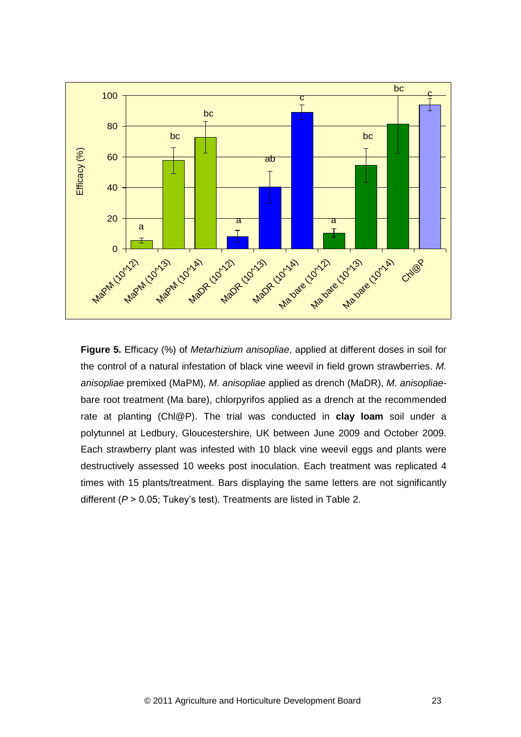**Figure 5.** Efficacy (%) of *Metarhizium anisopliae*, applied at different doses in soil for the control of a natural infestation of black vine weevil in field grown strawberries. *M. anisopliae* premixed (MaPM), *M. anisopliae* applied as drench (MaDR), *M. anisopliae*-bare root treatment (Ma bare), chlorpyrifos applied as a drench at the recommended rate at planting (Chl@P). The trial was conducted in **clay loam** soil under a polytunnel at Ledbury, Gloucestershire, UK between June 2009 and October 2009. Each strawberry plant was infested with 10 black vine weevil eggs and plants were destructively assessed 10 weeks post inoculation. Each treatment was replicated 4 times with 15 plants/treatment. Bars displaying the same letters are not significantly different ($P > 0.05$; Tukey's test). Treatments are listed in Table 2.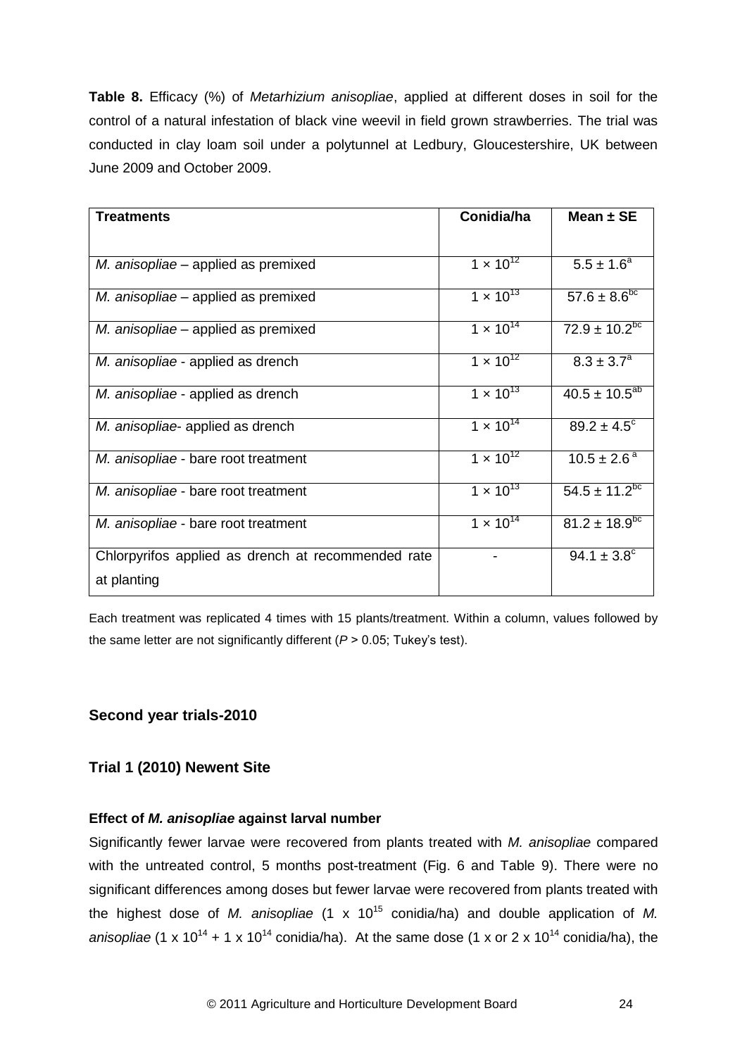**Table 8.** Efficacy (%) of *Metarhizium anisopliae*, applied at different doses in soil for the control of a natural infestation of black vine weevil in field grown strawberries. The trial was conducted in clay loam soil under a polytunnel at Ledbury, Gloucestershire, UK between June 2009 and October 2009.

| Treatments | Conidia/ha | Mean ± SE |
|---|---|---|
| *M. anisopliae* – applied as premixed | $1 \times 10^{12}$ | $5.5 \pm 1.6^{a}$ |
| *M. anisopliae* – applied as premixed | $1 \times 10^{13}$ | $57.6 \pm 8.6^{bc}$ |
| *M. anisopliae* – applied as premixed | $1 \times 10^{14}$ | $72.9 \pm 10.2^{bc}$ |
| *M. anisopliae* - applied as drench | $1 \times 10^{12}$ | $8.3 \pm 3.7^{a}$ |
| *M. anisopliae* - applied as drench | $1 \times 10^{13}$ | $40.5 \pm 10.5^{ab}$ |
| *M. anisopliae*- applied as drench | $1 \times 10^{14}$ | $89.2 \pm 4.5^{c}$ |
| *M. anisopliae* - bare root treatment | $1 \times 10^{12}$ | $10.5 \pm 2.6^{a}$ |
| *M. anisopliae* - bare root treatment | $1 \times 10^{13}$ | $54.5 \pm 11.2^{bc}$ |
| *M. anisopliae* - bare root treatment | $1 \times 10^{14}$ | $81.2 \pm 18.9^{bc}$ |
| Chlorpyrifos applied as drench at recommended rate at planting | - | $94.1 \pm 3.8^{c}$ |

Each treatment was replicated 4 times with 15 plants/treatment. Within a column, values followed by the same letter are not significantly different ($P > 0.05$; Tukey's test).

### Second year trials-2010

### Trial 1 (2010) Newent Site

#### Effect of *M. anisopliae* against larval number

Significantly fewer larvae were recovered from plants treated with *M. anisopliae* compared with the untreated control, 5 months post-treatment (Fig. 6 and Table 9). There were no significant differences among doses but fewer larvae were recovered from plants treated with the highest dose of *M. anisopliae* ($1 \times 10^{15}$ conidia/ha) and double application of *M. anisopliae* ($1 \times 10^{14} + 1 \times 10^{14}$ conidia/ha). At the same dose (1 x or $2 \times 10^{14}$ conidia/ha), the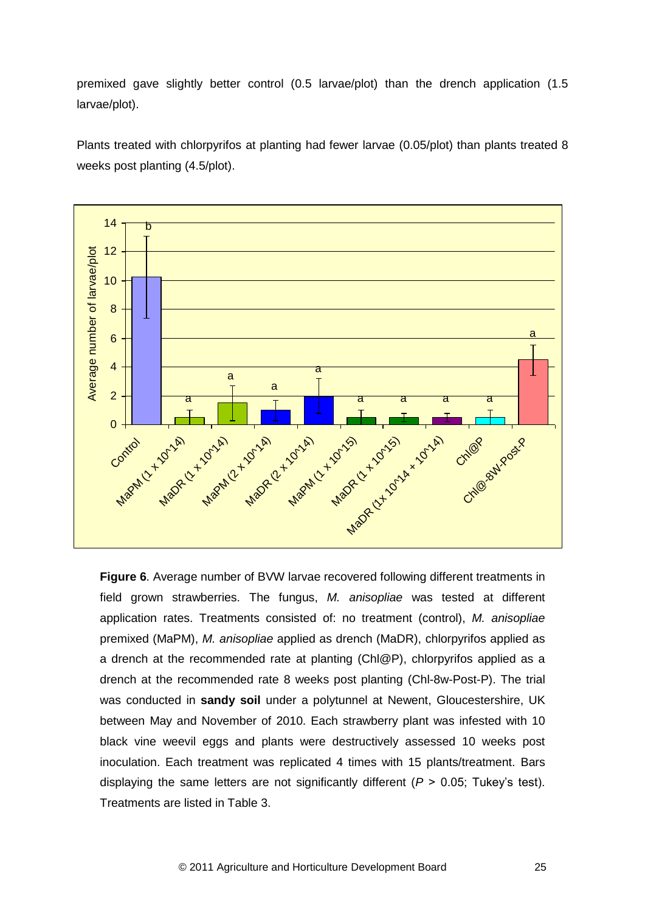premixed gave slightly better control (0.5 larvae/plot) than the drench application (1.5 larvae/plot).

Plants treated with chlorpyrifos at planting had fewer larvae (0.05/plot) than plants treated 8 weeks post planting (4.5/plot).

**Figure 6**. Average number of BVW larvae recovered following different treatments in field grown strawberries. The fungus, *M. anisopliae* was tested at different application rates. Treatments consisted of: no treatment (control), *M. anisopliae* premixed (MaPM), *M. anisopliae* applied as drench (MaDR), chlorpyrifos applied as a drench at the recommended rate at planting (Chl@P), chlorpyrifos applied as a drench at the recommended rate 8 weeks post planting (Chl-8w-Post-P). The trial was conducted in **sandy soil** under a polytunnel at Newent, Gloucestershire, UK between May and November of 2010. Each strawberry plant was infested with 10 black vine weevil eggs and plants were destructively assessed 10 weeks post inoculation. Each treatment was replicated 4 times with 15 plants/treatment. Bars displaying the same letters are not significantly different ($P > 0.05$; Tukey's test). Treatments are listed in Table 3.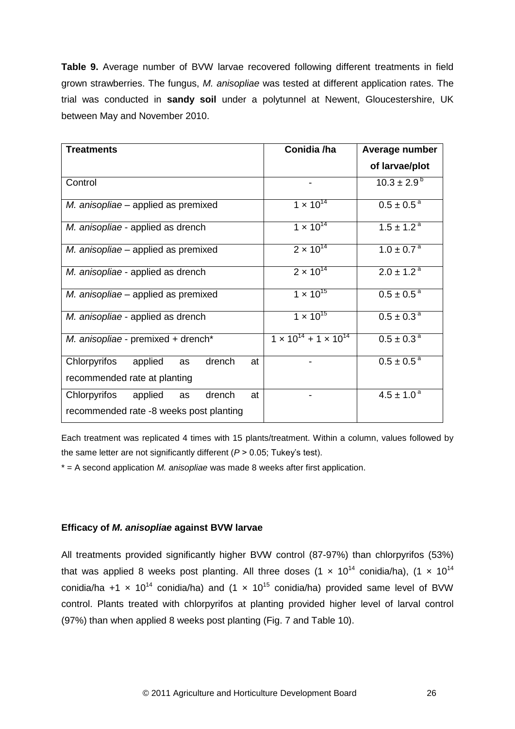**Table 9.** Average number of BVW larvae recovered following different treatments in field grown strawberries. The fungus, *M. anisopliae* was tested at different application rates. The trial was conducted in **sandy soil** under a polytunnel at Newent, Gloucestershire, UK between May and November 2010.

| Treatments | Conidia /ha | Average number of larvae/plot |
|---|---|---|
| Control | - | $10.3 \pm 2.9^{b}$ |
| *M. anisopliae* – applied as premixed | $1 \times 10^{14}$ | $0.5 \pm 0.5^{a}$ |
| *M. anisopliae* - applied as drench | $1 \times 10^{14}$ | $1.5 \pm 1.2^{a}$ |
| *M. anisopliae* – applied as premixed | $2 \times 10^{14}$ | $1.0 \pm 0.7^{a}$ |
| *M. anisopliae* - applied as drench | $2 \times 10^{14}$ | $2.0 \pm 1.2^{a}$ |
| *M. anisopliae* – applied as premixed | $1 \times 10^{15}$ | $0.5 \pm 0.5^{a}$ |
| *M. anisopliae* - applied as drench | $1 \times 10^{15}$ | $0.5 \pm 0.3^{a}$ |
| *M. anisopliae* - premixed + drench* | $1 \times 10^{14} + 1 \times 10^{14}$ | $0.5 \pm 0.3^{a}$ |
| Chlorpyrifos applied as drench at recommended rate at planting | - | $0.5 \pm 0.5^{a}$ |
| Chlorpyrifos applied as drench at recommended rate -8 weeks post planting | - | $4.5 \pm 1.0^{a}$ |

Each treatment was replicated 4 times with 15 plants/treatment. Within a column, values followed by the same letter are not significantly different ($P > 0.05$; Tukey's test).

* = A second application *M. anisopliae* was made 8 weeks after first application.

### Efficacy of *M. anisopliae* against BVW larvae

All treatments provided significantly higher BVW control (87-97%) than chlorpyrifos (53%) that was applied 8 weeks post planting. All three doses ($1 \times 10^{14}$ conidia/ha), ($1 \times 10^{14}$ conidia/ha $+1 \times 10^{14}$ conidia/ha) and ($1 \times 10^{15}$ conidia/ha) provided same level of BVW control. Plants treated with chlorpyrifos at planting provided higher level of larval control (97%) than when applied 8 weeks post planting (Fig. 7 and Table 10).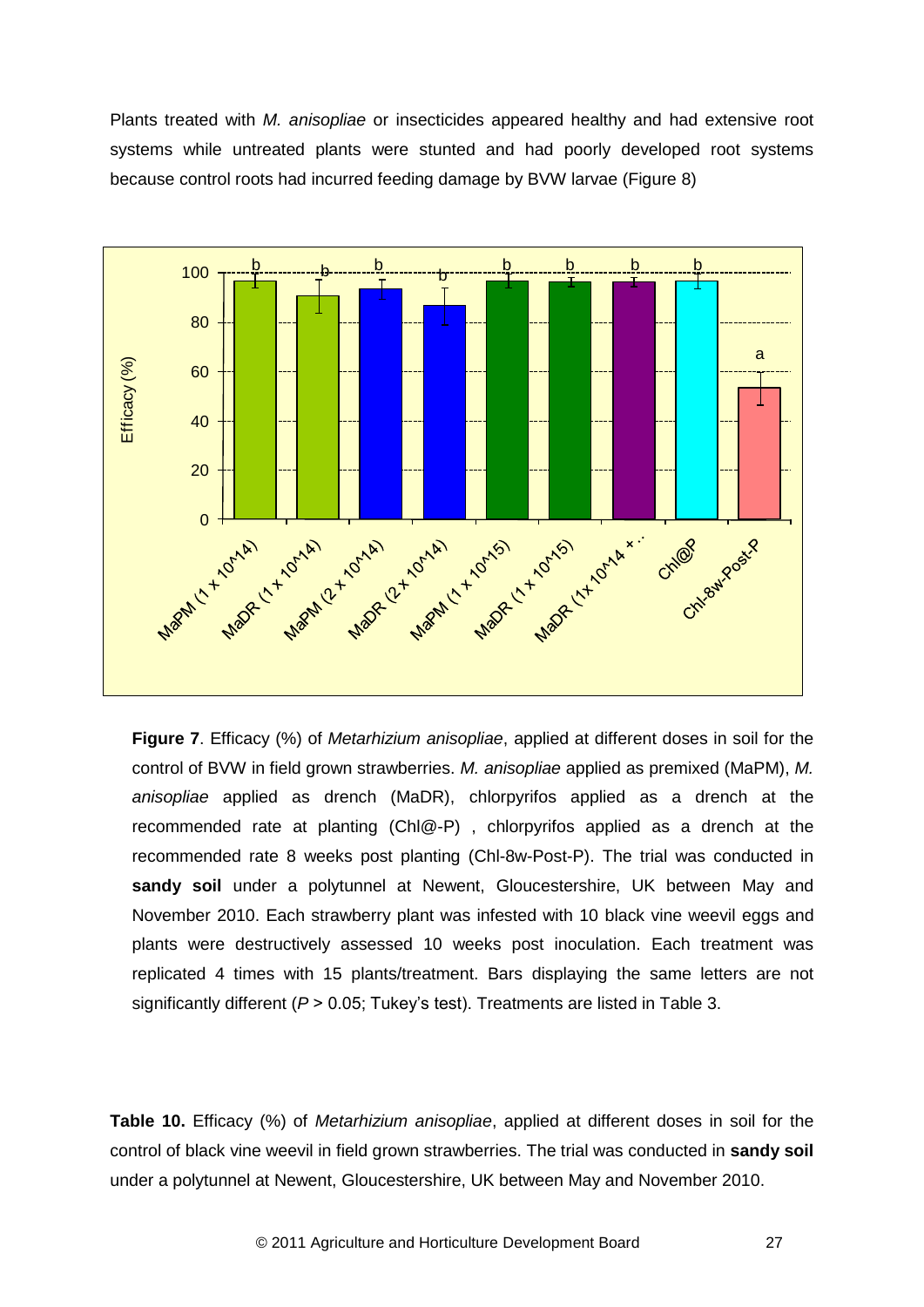Plants treated with *M. anisopliae* or insecticides appeared healthy and had extensive root systems while untreated plants were stunted and had poorly developed root systems because control roots had incurred feeding damage by BVW larvae (Figure 8)

**Figure 7**. Efficacy (%) of *Metarhizium anisopliae*, applied at different doses in soil for the control of BVW in field grown strawberries. *M. anisopliae* applied as premixed (MaPM), *M. anisopliae* applied as drench (MaDR), chlorpyrifos applied as a drench at the recommended rate at planting (Chl@-P) , chlorpyrifos applied as a drench at the recommended rate 8 weeks post planting (Chl-8w-Post-P). The trial was conducted in **sandy soil** under a polytunnel at Newent, Gloucestershire, UK between May and November 2010. Each strawberry plant was infested with 10 black vine weevil eggs and plants were destructively assessed 10 weeks post inoculation. Each treatment was replicated 4 times with 15 plants/treatment. Bars displaying the same letters are not significantly different ($P > 0.05$; Tukey's test). Treatments are listed in Table 3.

**Table 10.** Efficacy (%) of *Metarhizium anisopliae*, applied at different doses in soil for the control of black vine weevil in field grown strawberries. The trial was conducted in **sandy soil** under a polytunnel at Newent, Gloucestershire, UK between May and November 2010.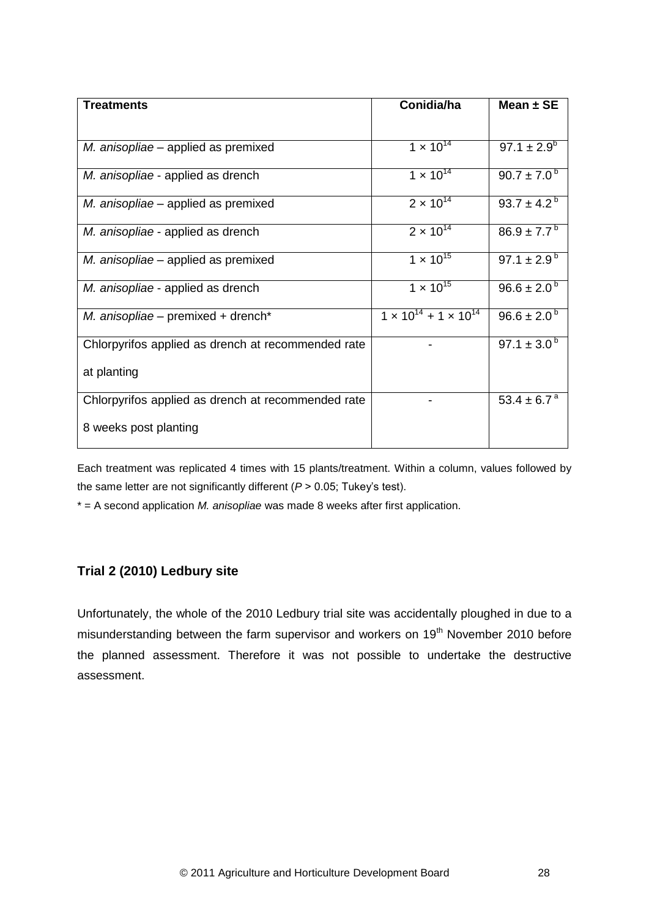| Treatments | Conidia/ha | Mean ± SE |
|---|---|---|
| *M. anisopliae* – applied as premixed | $1 \times 10^{14}$ | $97.1 \pm 2.9^{b}$ |
| *M. anisopliae* - applied as drench | $1 \times 10^{14}$ | $90.7 \pm 7.0^{b}$ |
| *M. anisopliae* – applied as premixed | $2 \times 10^{14}$ | $93.7 \pm 4.2^{b}$ |
| *M. anisopliae* - applied as drench | $2 \times 10^{14}$ | $86.9 \pm 7.7^{b}$ |
| *M. anisopliae* – applied as premixed | $1 \times 10^{15}$ | $97.1 \pm 2.9^{b}$ |
| *M. anisopliae* - applied as drench | $1 \times 10^{15}$ | $96.6 \pm 2.0^{b}$ |
| *M. anisopliae* – premixed + drench* | $1 \times 10^{14} + 1 \times 10^{14}$ | $96.6 \pm 2.0^{b}$ |
| Chlorpyrifos applied as drench at recommended rate at planting | - | $97.1 \pm 3.0^{b}$ |
| Chlorpyrifos applied as drench at recommended rate 8 weeks post planting | - | $53.4 \pm 6.7^{a}$ |

Each treatment was replicated 4 times with 15 plants/treatment. Within a column, values followed by the same letter are not significantly different ($P > 0.05$; Tukey's test).

* = A second application *M. anisopliae* was made 8 weeks after first application.

### Trial 2 (2010) Ledbury site

Unfortunately, the whole of the 2010 Ledbury trial site was accidentally ploughed in due to a misunderstanding between the farm supervisor and workers on 19th November 2010 before the planned assessment. Therefore it was not possible to undertake the destructive assessment.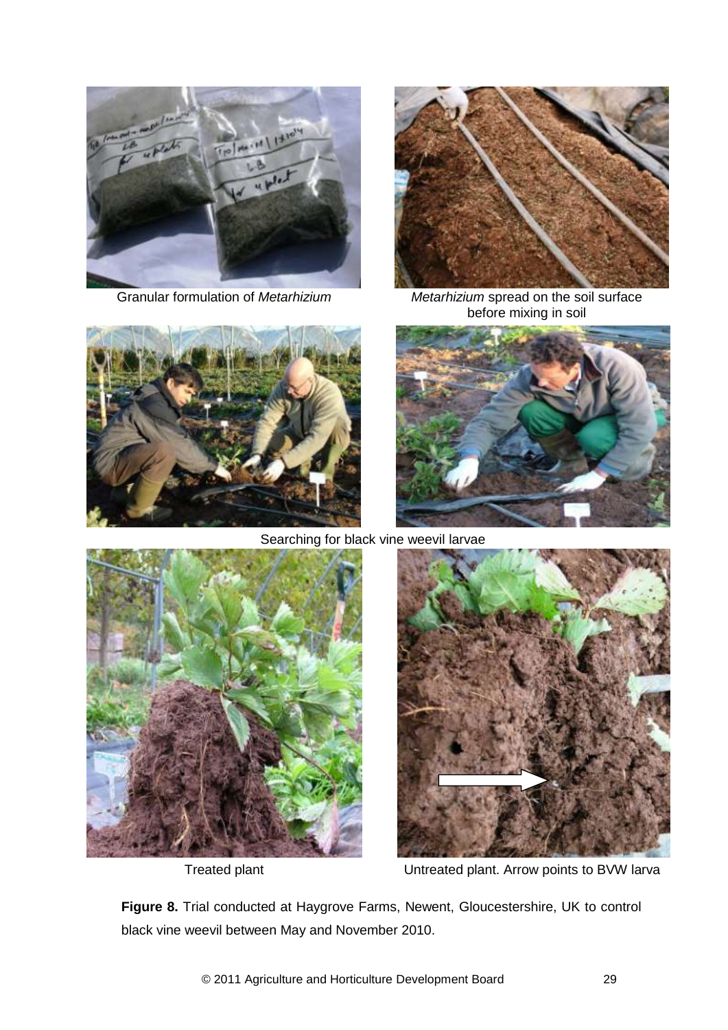Granular formulation of *Metarhizium*

*Metarhizium* spread on the soil surface before mixing in soil

Searching for black vine weevil larvae

Treated plant

Untreated plant. Arrow points to BVW larva

**Figure 8.** Trial conducted at Haygrove Farms, Newent, Gloucestershire, UK to control black vine weevil between May and November 2010.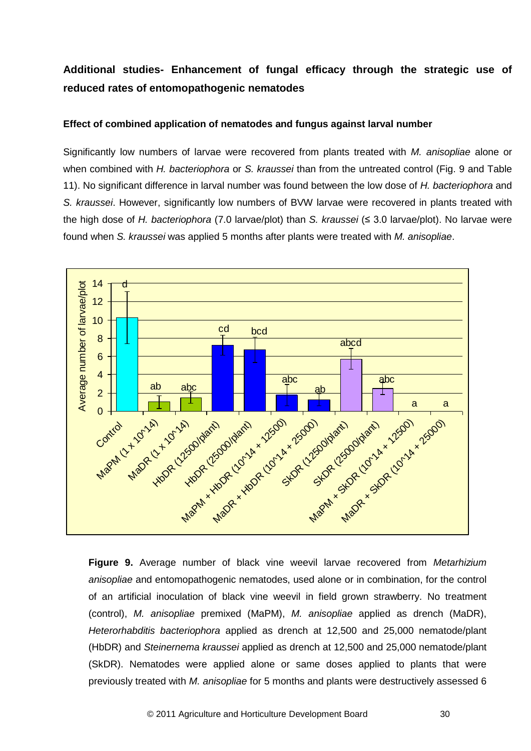**Additional studies- Enhancement of fungal efficacy through the strategic use of reduced rates of entomopathogenic nematodes**

**Effect of combined application of nematodes and fungus against larval number**

Significantly low numbers of larvae were recovered from plants treated with *M. anisopliae* alone or when combined with *H. bacteriophora* or *S. kraussei* than from the untreated control (Fig. 9 and Table 11). No significant difference in larval number was found between the low dose of *H. bacteriophora* and *S. kraussei*. However, significantly low numbers of BVW larvae were recovered in plants treated with the high dose of *H. bacteriophora* (7.0 larvae/plot) than *S. kraussei* (≤ 3.0 larvae/plot). No larvae were found when *S. kraussei* was applied 5 months after plants were treated with *M. anisopliae*.

**Figure 9.** Average number of black vine weevil larvae recovered from *Metarhizium anisopliae* and entomopathogenic nematodes, used alone or in combination, for the control of an artificial inoculation of black vine weevil in field grown strawberry. No treatment (control), *M. anisopliae* premixed (MaPM), *M. anisopliae* applied as drench (MaDR), *Heterorhabditis bacteriophora* applied as drench at 12,500 and 25,000 nematode/plant (HbDR) and *Steinernema kraussei* applied as drench at 12,500 and 25,000 nematode/plant (SkDR). Nematodes were applied alone or same doses applied to plants that were previously treated with *M. anisopliae* for 5 months and plants were destructively assessed 6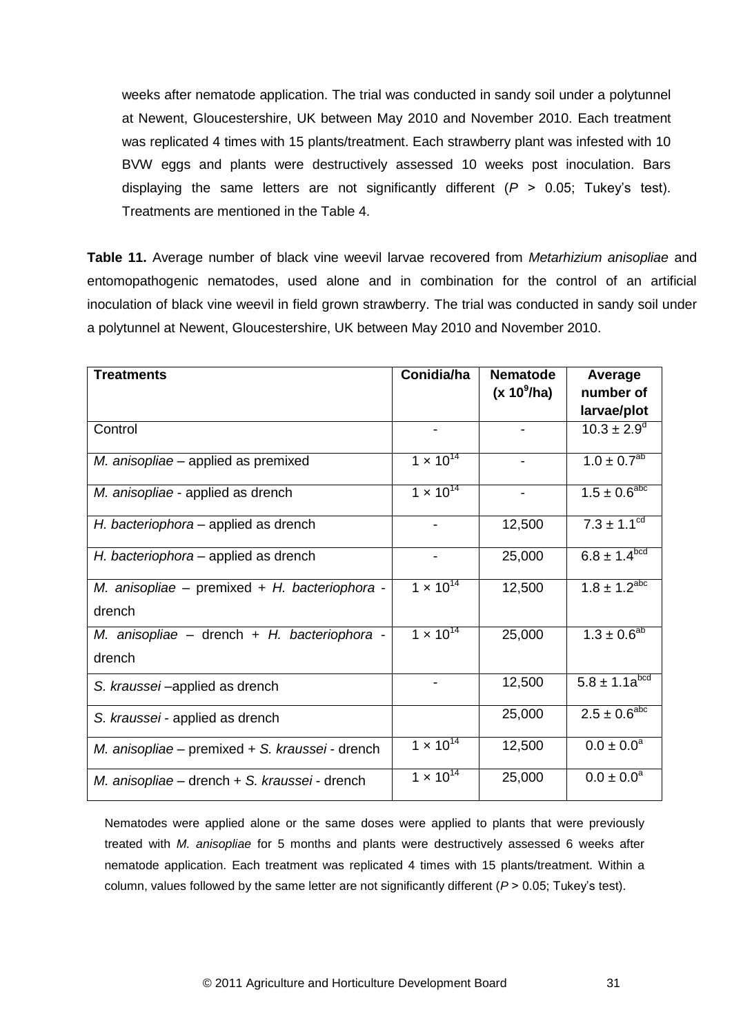weeks after nematode application. The trial was conducted in sandy soil under a polytunnel at Newent, Gloucestershire, UK between May 2010 and November 2010. Each treatment was replicated 4 times with 15 plants/treatment. Each strawberry plant was infested with 10 BVW eggs and plants were destructively assessed 10 weeks post inoculation. Bars displaying the same letters are not significantly different (*P* > 0.05; Tukey's test). Treatments are mentioned in the Table 4.

**Table 11.** Average number of black vine weevil larvae recovered from *Metarhizium anisopliae* and entomopathogenic nematodes, used alone and in combination for the control of an artificial inoculation of black vine weevil in field grown strawberry. The trial was conducted in sandy soil under a polytunnel at Newent, Gloucestershire, UK between May 2010 and November 2010.

| Treatments | Conidia/ha | Nematode ($x\ 10^9$/ha) | Average number of larvae/plot |
|---|---|---|---|
| Control | - | - | $10.3 \pm 2.9^{d}$ |
| *M. anisopliae* – applied as premixed | $1 \times 10^{14}$ | - | $1.0 \pm 0.7^{ab}$ |
| *M. anisopliae* - applied as drench | $1 \times 10^{14}$ | - | $1.5 \pm 0.6^{abc}$ |
| *H. bacteriophora* – applied as drench | - | 12,500 | $7.3 \pm 1.1^{cd}$ |
| *H. bacteriophora* – applied as drench | - | 25,000 | $6.8 \pm 1.4^{bcd}$ |
| *M. anisopliae* – premixed + *H. bacteriophora* - drench | $1 \times 10^{14}$ | 12,500 | $1.8 \pm 1.2^{abc}$ |
| *M. anisopliae* – drench + *H. bacteriophora* - drench | $1 \times 10^{14}$ | 25,000 | $1.3 \pm 0.6^{ab}$ |
| *S. kraussei* –applied as drench | - | 12,500 | $5.8 \pm 1.1a^{bcd}$ |
| *S. kraussei* - applied as drench | | 25,000 | $2.5 \pm 0.6^{abc}$ |
| *M. anisopliae* – premixed + *S. kraussei* - drench | $1 \times 10^{14}$ | 12,500 | $0.0 \pm 0.0^{a}$ |
| *M. anisopliae* – drench + *S. kraussei* - drench | $1 \times 10^{14}$ | 25,000 | $0.0 \pm 0.0^{a}$ |

Nematodes were applied alone or the same doses were applied to plants that were previously treated with *M. anisopliae* for 5 months and plants were destructively assessed 6 weeks after nematode application. Each treatment was replicated 4 times with 15 plants/treatment. Within a column, values followed by the same letter are not significantly different (*P* > 0.05; Tukey's test).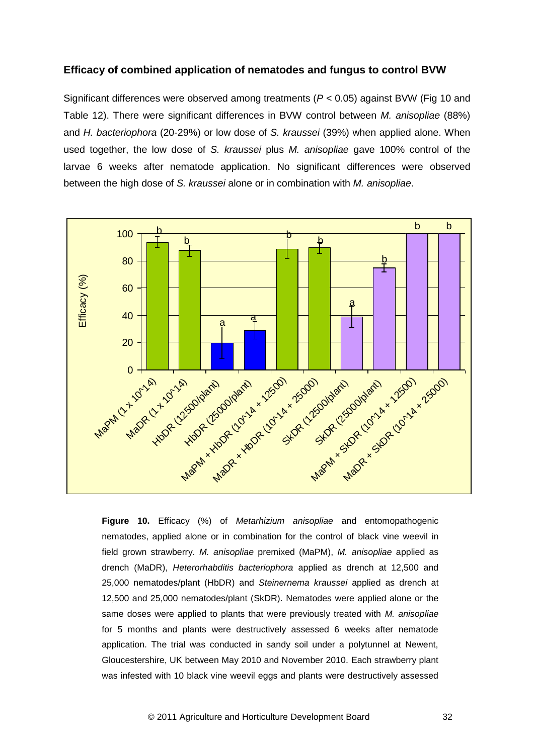### Efficacy of combined application of nematodes and fungus to control BVW

Significant differences were observed among treatments ($P < 0.05$) against BVW (Fig 10 and Table 12). There were significant differences in BVW control between *M. anisopliae* (88%) and *H. bacteriophora* (20-29%) or low dose of *S. kraussei* (39%) when applied alone. When used together, the low dose of *S. kraussei* plus *M. anisopliae* gave 100% control of the larvae 6 weeks after nematode application. No significant differences were observed between the high dose of *S. kraussei* alone or in combination with *M. anisopliae*.

**Figure 10.** Efficacy (%) of *Metarhizium anisopliae* and entomopathogenic nematodes, applied alone or in combination for the control of black vine weevil in field grown strawberry. *M. anisopliae* premixed (MaPM), *M. anisopliae* applied as drench (MaDR), *Heterorhabditis bacteriophora* applied as drench at 12,500 and 25,000 nematodes/plant (HbDR) and *Steinernema kraussei* applied as drench at 12,500 and 25,000 nematodes/plant (SkDR). Nematodes were applied alone or the same doses were applied to plants that were previously treated with *M. anisopliae* for 5 months and plants were destructively assessed 6 weeks after nematode application. The trial was conducted in sandy soil under a polytunnel at Newent, Gloucestershire, UK between May 2010 and November 2010. Each strawberry plant was infested with 10 black vine weevil eggs and plants were destructively assessed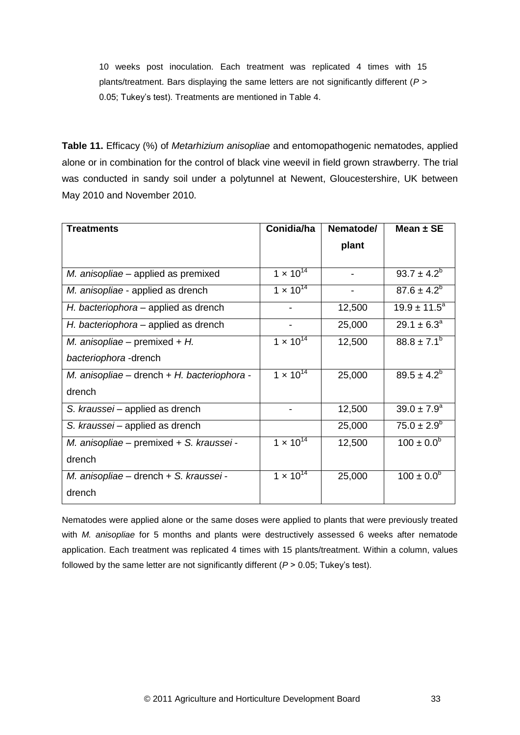10 weeks post inoculation. Each treatment was replicated 4 times with 15 plants/treatment. Bars displaying the same letters are not significantly different ($P > 0.05$; Tukey's test). Treatments are mentioned in Table 4.

**Table 11.** Efficacy (%) of *Metarhizium anisopliae* and entomopathogenic nematodes, applied alone or in combination for the control of black vine weevil in field grown strawberry. The trial was conducted in sandy soil under a polytunnel at Newent, Gloucestershire, UK between May 2010 and November 2010.

| Treatments | Conidia/ha | Nematode/ plant | Mean ± SE |
|---|---|---|---|
| *M. anisopliae* – applied as premixed | $1 \times 10^{14}$ | - | $93.7 \pm 4.2^{b}$ |
| *M. anisopliae* - applied as drench | $1 \times 10^{14}$ | - | $87.6 \pm 4.2^{b}$ |
| *H. bacteriophora* – applied as drench | - | 12,500 | $19.9 \pm 11.5^{a}$ |
| *H. bacteriophora* – applied as drench | - | 25,000 | $29.1 \pm 6.3^{a}$ |
| *M. anisopliae* – premixed + *H. bacteriophora* -drench | $1 \times 10^{14}$ | 12,500 | $88.8 \pm 7.1^{b}$ |
| *M. anisopliae* – drench + *H. bacteriophora* -drench | $1 \times 10^{14}$ | 25,000 | $89.5 \pm 4.2^{b}$ |
| *S. kraussei* – applied as drench | - | 12,500 | $39.0 \pm 7.9^{a}$ |
| *S. kraussei* – applied as drench | | 25,000 | $75.0 \pm 2.9^{b}$ |
| *M. anisopliae* – premixed + *S. kraussei* -drench | $1 \times 10^{14}$ | 12,500 | $100 \pm 0.0^{b}$ |
| *M. anisopliae* – drench + *S. kraussei* -drench | $1 \times 10^{14}$ | 25,000 | $100 \pm 0.0^{b}$ |

Nematodes were applied alone or the same doses were applied to plants that were previously treated with *M. anisopliae* for 5 months and plants were destructively assessed 6 weeks after nematode application. Each treatment was replicated 4 times with 15 plants/treatment. Within a column, values followed by the same letter are not significantly different ($P > 0.05$; Tukey's test).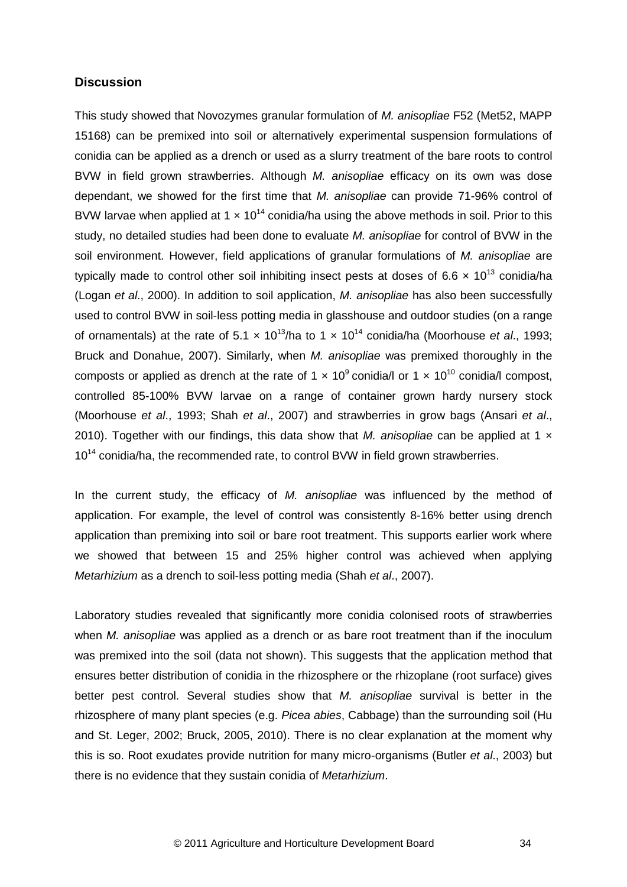## Discussion

This study showed that Novozymes granular formulation of *M. anisopliae* F52 (Met52, MAPP 15168) can be premixed into soil or alternatively experimental suspension formulations of conidia can be applied as a drench or used as a slurry treatment of the bare roots to control BVW in field grown strawberries. Although *M. anisopliae* efficacy on its own was dose dependant, we showed for the first time that *M. anisopliae* can provide 71-96% control of BVW larvae when applied at $1 \times 10^{14}$ conidia/ha using the above methods in soil. Prior to this study, no detailed studies had been done to evaluate *M. anisopliae* for control of BVW in the soil environment. However, field applications of granular formulations of *M. anisopliae* are typically made to control other soil inhibiting insect pests at doses of $6.6 \times 10^{13}$ conidia/ha (Logan *et al*., 2000). In addition to soil application, *M. anisopliae* has also been successfully used to control BVW in soil-less potting media in glasshouse and outdoor studies (on a range of ornamentals) at the rate of $5.1 \times 10^{13}$/ha to $1 \times 10^{14}$ conidia/ha (Moorhouse *et al*., 1993; Bruck and Donahue, 2007). Similarly, when *M. anisopliae* was premixed thoroughly in the composts or applied as drench at the rate of $1 \times 10^{9}$ conidia/l or $1 \times 10^{10}$ conidia/l compost, controlled 85-100% BVW larvae on a range of container grown hardy nursery stock (Moorhouse *et al*., 1993; Shah *et al*., 2007) and strawberries in grow bags (Ansari *et al*., 2010). Together with our findings, this data show that *M. anisopliae* can be applied at $1 \times 10^{14}$ conidia/ha, the recommended rate, to control BVW in field grown strawberries.

In the current study, the efficacy of *M. anisopliae* was influenced by the method of application. For example, the level of control was consistently 8-16% better using drench application than premixing into soil or bare root treatment. This supports earlier work where we showed that between 15 and 25% higher control was achieved when applying *Metarhizium* as a drench to soil-less potting media (Shah *et al*., 2007).

Laboratory studies revealed that significantly more conidia colonised roots of strawberries when *M. anisopliae* was applied as a drench or as bare root treatment than if the inoculum was premixed into the soil (data not shown). This suggests that the application method that ensures better distribution of conidia in the rhizosphere or the rhizoplane (root surface) gives better pest control. Several studies show that *M. anisopliae* survival is better in the rhizosphere of many plant species (e.g. *Picea abies*, Cabbage) than the surrounding soil (Hu and St. Leger, 2002; Bruck, 2005, 2010). There is no clear explanation at the moment why this is so. Root exudates provide nutrition for many micro-organisms (Butler *et al*., 2003) but there is no evidence that they sustain conidia of *Metarhizium*.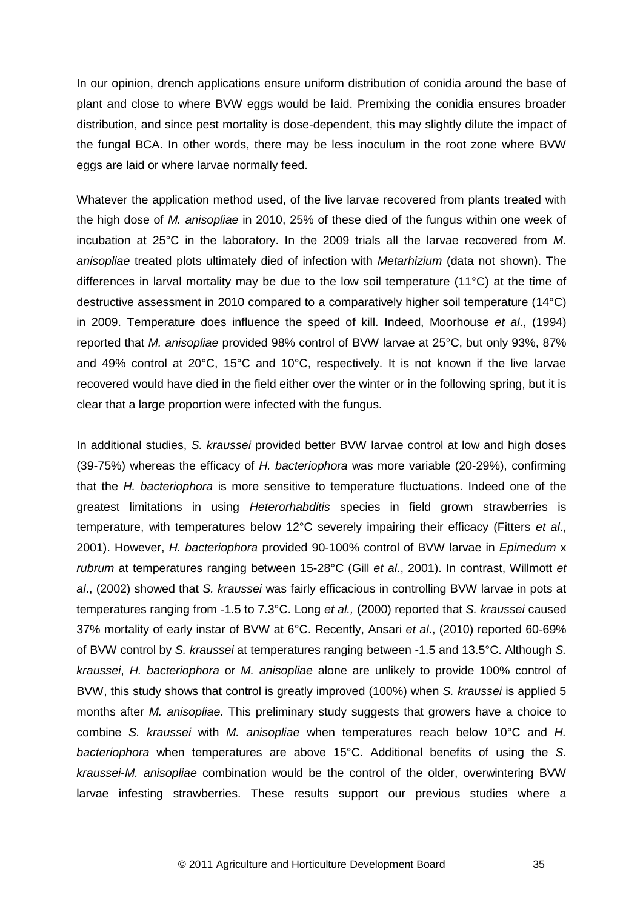In our opinion, drench applications ensure uniform distribution of conidia around the base of plant and close to where BVW eggs would be laid. Premixing the conidia ensures broader distribution, and since pest mortality is dose-dependent, this may slightly dilute the impact of the fungal BCA. In other words, there may be less inoculum in the root zone where BVW eggs are laid or where larvae normally feed.

Whatever the application method used, of the live larvae recovered from plants treated with the high dose of *M. anisopliae* in 2010, 25% of these died of the fungus within one week of incubation at 25°C in the laboratory. In the 2009 trials all the larvae recovered from *M. anisopliae* treated plots ultimately died of infection with *Metarhizium* (data not shown). The differences in larval mortality may be due to the low soil temperature (11°C) at the time of destructive assessment in 2010 compared to a comparatively higher soil temperature (14°C) in 2009. Temperature does influence the speed of kill. Indeed, Moorhouse *et al*., (1994) reported that *M. anisopliae* provided 98% control of BVW larvae at 25°C, but only 93%, 87% and 49% control at 20°C, 15°C and 10°C, respectively. It is not known if the live larvae recovered would have died in the field either over the winter or in the following spring, but it is clear that a large proportion were infected with the fungus.

In additional studies, *S. kraussei* provided better BVW larvae control at low and high doses (39-75%) whereas the efficacy of *H. bacteriophora* was more variable (20-29%), confirming that the *H. bacteriophora* is more sensitive to temperature fluctuations. Indeed one of the greatest limitations in using *Heterorhabditis* species in field grown strawberries is temperature, with temperatures below 12°C severely impairing their efficacy (Fitters *et al*., 2001). However, *H. bacteriophora* provided 90-100% control of BVW larvae in *Epimedum* x *rubrum* at temperatures ranging between 15-28°C (Gill *et al*., 2001). In contrast, Willmott *et al*., (2002) showed that *S. kraussei* was fairly efficacious in controlling BVW larvae in pots at temperatures ranging from -1.5 to 7.3°C. Long *et al.,* (2000) reported that *S. kraussei* caused 37% mortality of early instar of BVW at 6°C. Recently, Ansari *et al*., (2010) reported 60-69% of BVW control by *S. kraussei* at temperatures ranging between -1.5 and 13.5°C. Although *S. kraussei*, *H. bacteriophora* or *M. anisopliae* alone are unlikely to provide 100% control of BVW, this study shows that control is greatly improved (100%) when *S. kraussei* is applied 5 months after *M. anisopliae*. This preliminary study suggests that growers have a choice to combine *S. kraussei* with *M. anisopliae* when temperatures reach below 10°C and *H. bacteriophora* when temperatures are above 15°C. Additional benefits of using the *S. kraussei-M. anisopliae* combination would be the control of the older, overwintering BVW larvae infesting strawberries. These results support our previous studies where a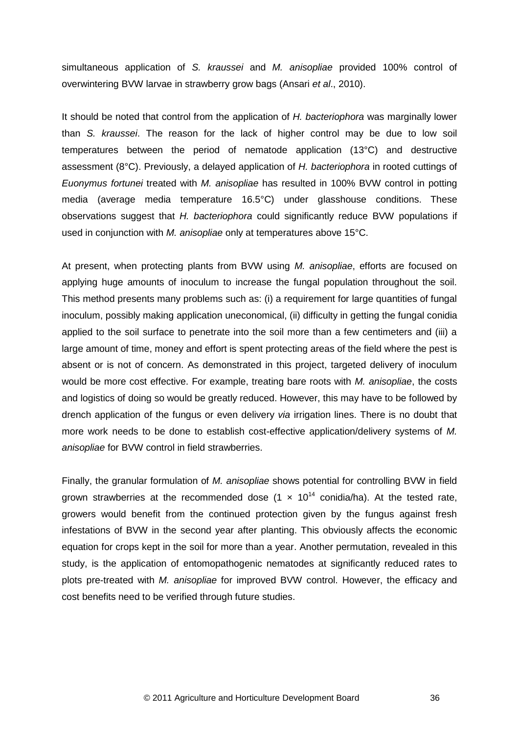simultaneous application of *S. kraussei* and *M. anisopliae* provided 100% control of overwintering BVW larvae in strawberry grow bags (Ansari *et al*., 2010).

It should be noted that control from the application of *H. bacteriophora* was marginally lower than *S. kraussei*. The reason for the lack of higher control may be due to low soil temperatures between the period of nematode application (13°C) and destructive assessment (8°C). Previously, a delayed application of *H. bacteriophora* in rooted cuttings of *Euonymus fortunei* treated with *M. anisopliae* has resulted in 100% BVW control in potting media (average media temperature 16.5°C) under glasshouse conditions. These observations suggest that *H. bacteriophora* could significantly reduce BVW populations if used in conjunction with *M. anisopliae* only at temperatures above 15°C.

At present, when protecting plants from BVW using *M. anisopliae*, efforts are focused on applying huge amounts of inoculum to increase the fungal population throughout the soil. This method presents many problems such as: (i) a requirement for large quantities of fungal inoculum, possibly making application uneconomical, (ii) difficulty in getting the fungal conidia applied to the soil surface to penetrate into the soil more than a few centimeters and (iii) a large amount of time, money and effort is spent protecting areas of the field where the pest is absent or is not of concern. As demonstrated in this project, targeted delivery of inoculum would be more cost effective. For example, treating bare roots with *M. anisopliae*, the costs and logistics of doing so would be greatly reduced. However, this may have to be followed by drench application of the fungus or even delivery *via* irrigation lines. There is no doubt that more work needs to be done to establish cost-effective application/delivery systems of *M. anisopliae* for BVW control in field strawberries.

Finally, the granular formulation of *M. anisopliae* shows potential for controlling BVW in field grown strawberries at the recommended dose ($1 \times 10^{14}$ conidia/ha). At the tested rate, growers would benefit from the continued protection given by the fungus against fresh infestations of BVW in the second year after planting. This obviously affects the economic equation for crops kept in the soil for more than a year. Another permutation, revealed in this study, is the application of entomopathogenic nematodes at significantly reduced rates to plots pre-treated with *M. anisopliae* for improved BVW control. However, the efficacy and cost benefits need to be verified through future studies.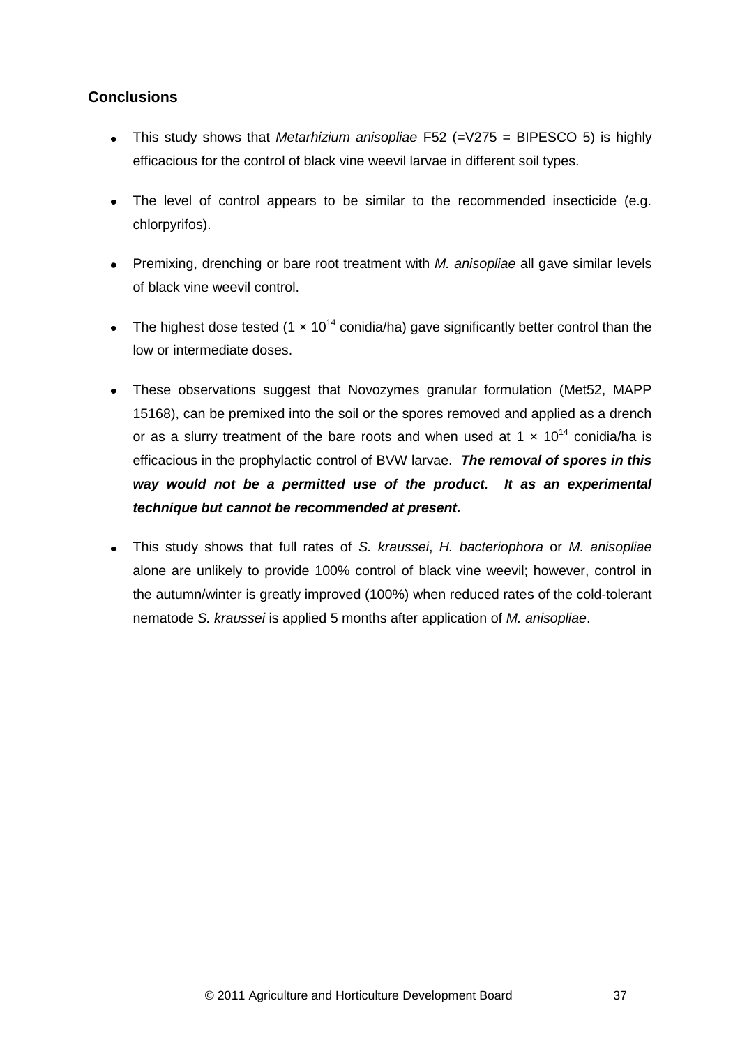## Conclusions

- This study shows that *Metarhizium anisopliae* F52 (=V275 = BIPESCO 5) is highly efficacious for the control of black vine weevil larvae in different soil types.
- The level of control appears to be similar to the recommended insecticide (e.g. chlorpyrifos).
- Premixing, drenching or bare root treatment with *M. anisopliae* all gave similar levels of black vine weevil control.
- The highest dose tested ($1 \times 10^{14}$ conidia/ha) gave significantly better control than the low or intermediate doses.
- These observations suggest that Novozymes granular formulation (Met52, MAPP 15168), can be premixed into the soil or the spores removed and applied as a drench or as a slurry treatment of the bare roots and when used at $1 \times 10^{14}$ conidia/ha is efficacious in the prophylactic control of BVW larvae. ***The removal of spores in this way would not be a permitted use of the product. It as an experimental technique but cannot be recommended at present.***
- This study shows that full rates of *S. kraussei*, *H. bacteriophora* or *M. anisopliae* alone are unlikely to provide 100% control of black vine weevil; however, control in the autumn/winter is greatly improved (100%) when reduced rates of the cold-tolerant nematode *S. kraussei* is applied 5 months after application of *M. anisopliae*.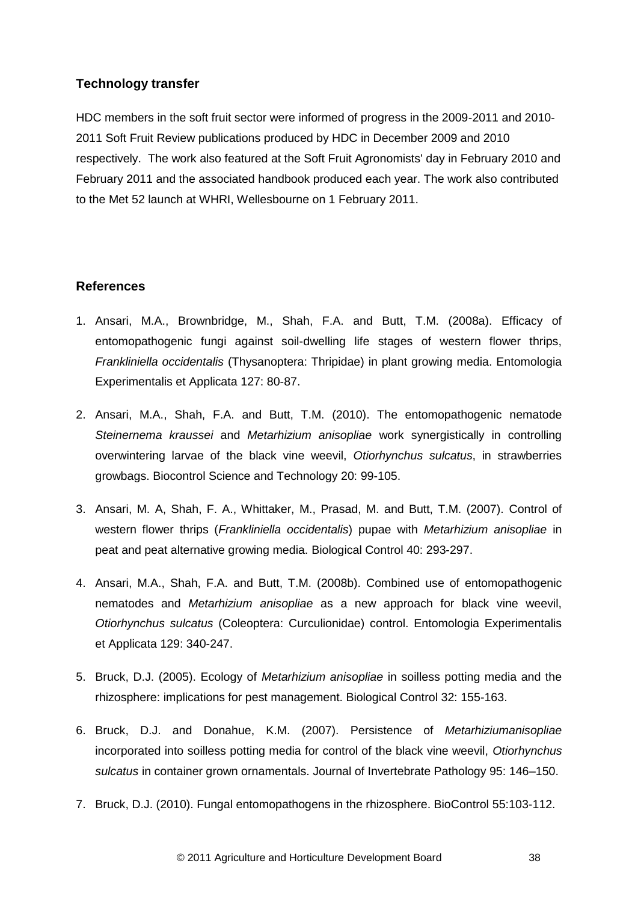## Technology transfer

HDC members in the soft fruit sector were informed of progress in the 2009-2011 and 2010-2011 Soft Fruit Review publications produced by HDC in December 2009 and 2010 respectively. The work also featured at the Soft Fruit Agronomists' day in February 2010 and February 2011 and the associated handbook produced each year. The work also contributed to the Met 52 launch at WHRI, Wellesbourne on 1 February 2011.

## References

1. Ansari, M.A., Brownbridge, M., Shah, F.A. and Butt, T.M. (2008a). Efficacy of entomopathogenic fungi against soil-dwelling life stages of western flower thrips, *Frankliniella occidentalis* (Thysanoptera: Thripidae) in plant growing media. Entomologia Experimentalis et Applicata 127: 80-87.

2. Ansari, M.A., Shah, F.A. and Butt, T.M. (2010). The entomopathogenic nematode *Steinernema kraussei* and *Metarhizium anisopliae* work synergistically in controlling overwintering larvae of the black vine weevil, *Otiorhynchus sulcatus*, in strawberries growbags. Biocontrol Science and Technology 20: 99-105.

3. Ansari, M. A, Shah, F. A., Whittaker, M., Prasad, M. and Butt, T.M. (2007). Control of western flower thrips (*Frankliniella occidentalis*) pupae with *Metarhizium anisopliae* in peat and peat alternative growing media. Biological Control 40: 293-297.

4. Ansari, M.A., Shah, F.A. and Butt, T.M. (2008b). Combined use of entomopathogenic nematodes and *Metarhizium anisopliae* as a new approach for black vine weevil, *Otiorhynchus sulcatus* (Coleoptera: Curculionidae) control. Entomologia Experimentalis et Applicata 129: 340-247.

5. Bruck, D.J. (2005). Ecology of *Metarhizium anisopliae* in soilless potting media and the rhizosphere: implications for pest management. Biological Control 32: 155-163.

6. Bruck, D.J. and Donahue, K.M. (2007). Persistence of *Metarhiziumanisopliae* incorporated into soilless potting media for control of the black vine weevil, *Otiorhynchus sulcatus* in container grown ornamentals. Journal of Invertebrate Pathology 95: 146–150.

7. Bruck, D.J. (2010). Fungal entomopathogens in the rhizosphere. BioControl 55:103-112.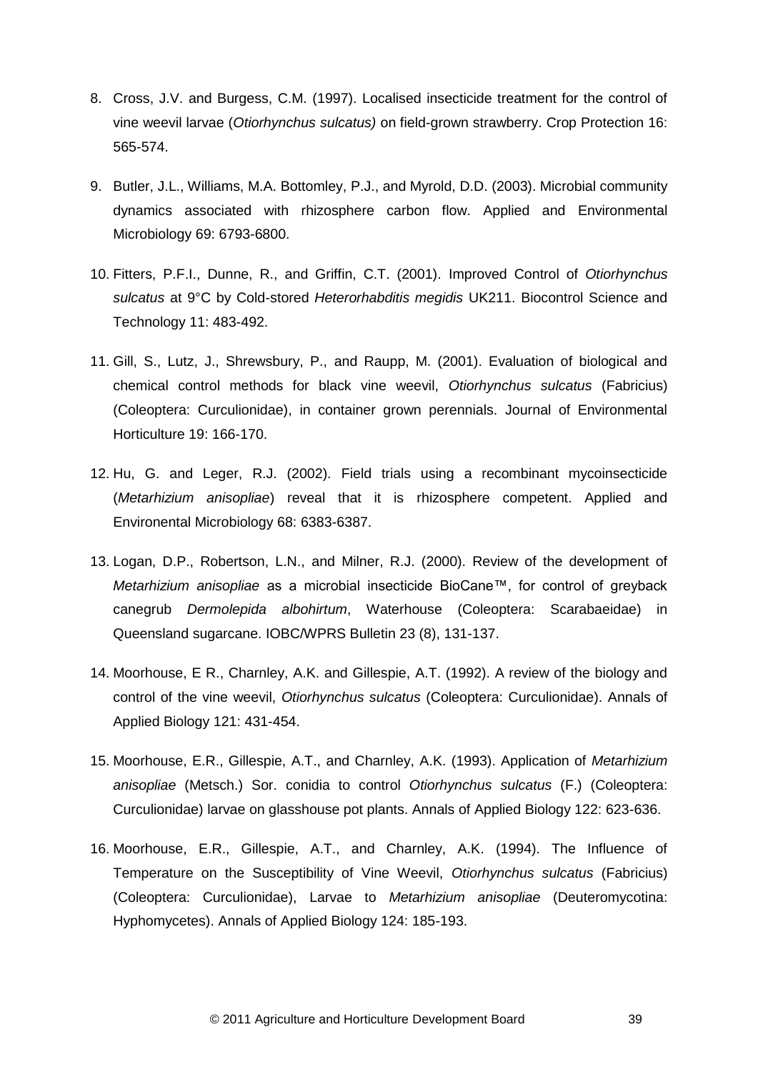8. Cross, J.V. and Burgess, C.M. (1997). Localised insecticide treatment for the control of vine weevil larvae (*Otiorhynchus sulcatus)* on field-grown strawberry. Crop Protection 16: 565-574.

9. Butler, J.L., Williams, M.A. Bottomley, P.J., and Myrold, D.D. (2003). Microbial community dynamics associated with rhizosphere carbon flow. Applied and Environmental Microbiology 69: 6793-6800.

10. Fitters, P.F.I., Dunne, R., and Griffin, C.T. (2001). Improved Control of *Otiorhynchus sulcatus* at 9°C by Cold-stored *Heterorhabditis megidis* UK211. Biocontrol Science and Technology 11: 483-492.

11. Gill, S., Lutz, J., Shrewsbury, P., and Raupp, M. (2001). Evaluation of biological and chemical control methods for black vine weevil, *Otiorhynchus sulcatus* (Fabricius) (Coleoptera: Curculionidae), in container grown perennials. Journal of Environmental Horticulture 19: 166-170.

12. Hu, G. and Leger, R.J. (2002). Field trials using a recombinant mycoinsecticide (*Metarhizium anisopliae*) reveal that it is rhizosphere competent. Applied and Environental Microbiology 68: 6383-6387.

13. Logan, D.P., Robertson, L.N., and Milner, R.J. (2000). Review of the development of *Metarhizium anisopliae* as a microbial insecticide BioCane™, for control of greyback canegrub *Dermolepida albohirtum*, Waterhouse (Coleoptera: Scarabaeidae) in Queensland sugarcane. IOBC/WPRS Bulletin 23 (8), 131-137.

14. Moorhouse, E R., Charnley, A.K. and Gillespie, A.T. (1992). A review of the biology and control of the vine weevil, *Otiorhynchus sulcatus* (Coleoptera: Curculionidae). Annals of Applied Biology 121: 431-454.

15. Moorhouse, E.R., Gillespie, A.T., and Charnley, A.K. (1993). Application of *Metarhizium anisopliae* (Metsch.) Sor. conidia to control *Otiorhynchus sulcatus* (F.) (Coleoptera: Curculionidae) larvae on glasshouse pot plants. Annals of Applied Biology 122: 623-636.

16. Moorhouse, E.R., Gillespie, A.T., and Charnley, A.K. (1994). The Influence of Temperature on the Susceptibility of Vine Weevil, *Otiorhynchus sulcatus* (Fabricius) (Coleoptera: Curculionidae), Larvae to *Metarhizium anisopliae* (Deuteromycotina: Hyphomycetes). Annals of Applied Biology 124: 185-193.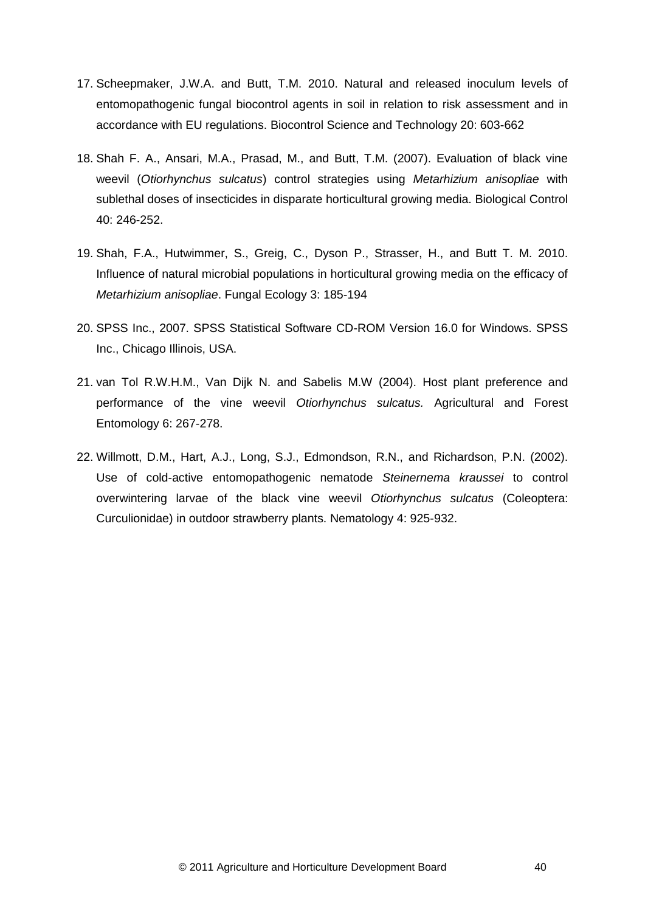17. Scheepmaker, J.W.A. and Butt, T.M. 2010. Natural and released inoculum levels of entomopathogenic fungal biocontrol agents in soil in relation to risk assessment and in accordance with EU regulations. Biocontrol Science and Technology 20: 603-662

18. Shah F. A., Ansari, M.A., Prasad, M., and Butt, T.M. (2007). Evaluation of black vine weevil (*Otiorhynchus sulcatus*) control strategies using *Metarhizium anisopliae* with sublethal doses of insecticides in disparate horticultural growing media. Biological Control 40: 246-252.

19. Shah, F.A., Hutwimmer, S., Greig, C., Dyson P., Strasser, H., and Butt T. M. 2010. Influence of natural microbial populations in horticultural growing media on the efficacy of *Metarhizium anisopliae*. Fungal Ecology 3: 185-194

20. SPSS Inc., 2007. SPSS Statistical Software CD-ROM Version 16.0 for Windows. SPSS Inc., Chicago Illinois, USA.

21. van Tol R.W.H.M., Van Dijk N. and Sabelis M.W (2004). Host plant preference and performance of the vine weevil *Otiorhynchus sulcatus.* Agricultural and Forest Entomology 6: 267-278.

22. Willmott, D.M., Hart, A.J., Long, S.J., Edmondson, R.N., and Richardson, P.N. (2002). Use of cold-active entomopathogenic nematode *Steinernema kraussei* to control overwintering larvae of the black vine weevil *Otiorhynchus sulcatus* (Coleoptera: Curculionidae) in outdoor strawberry plants. Nematology 4: 925-932.